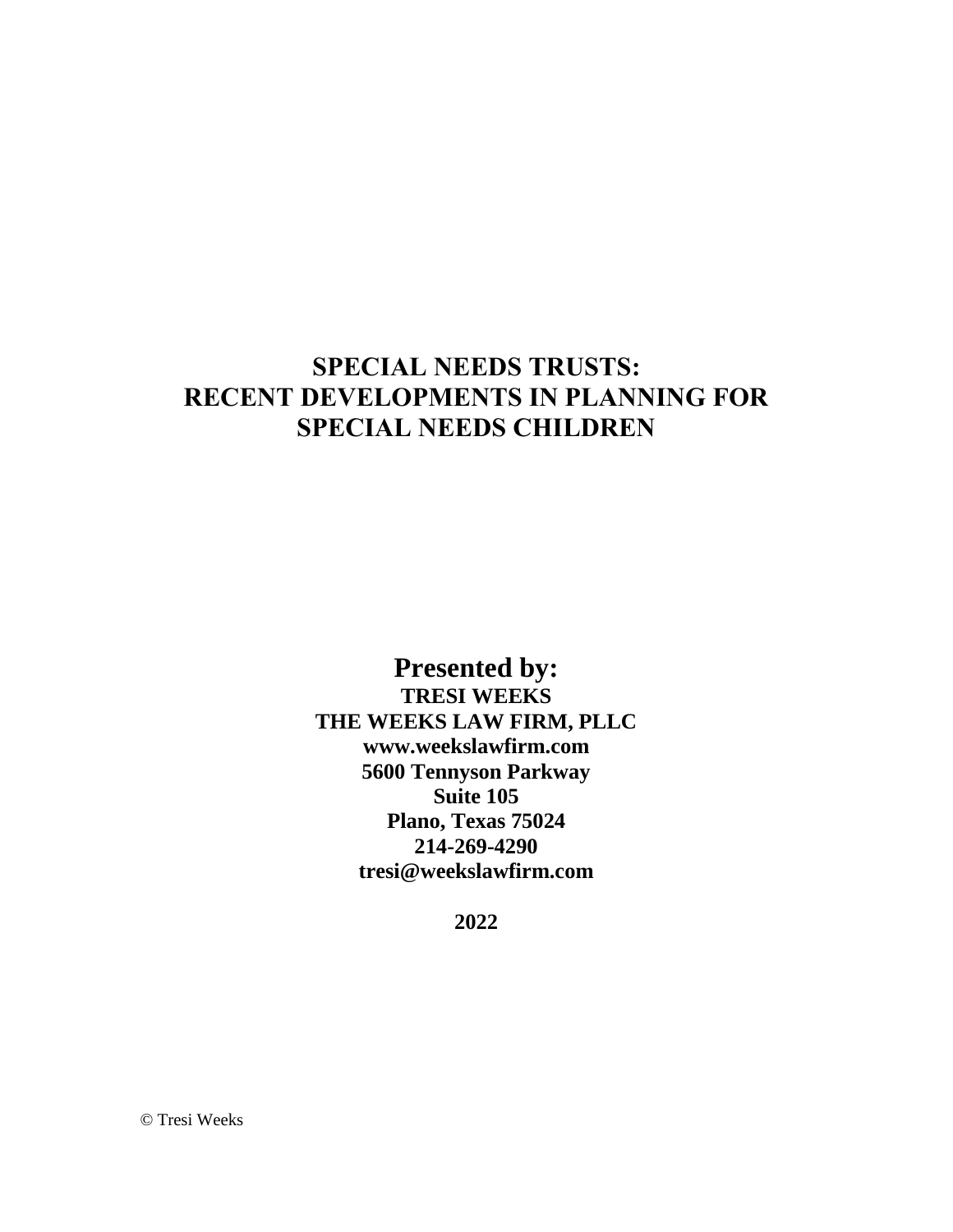# SPECIAL NEEDS TRUSTS: RECENT DEVELOPMENTS IN PLANNING FOR SPECIAL NEEDS CHILDREN

**Presented by:**

**TRESI WEEKS**
**THE WEEKS LAW FIRM, PLLC**
**www.weekslawfirm.com**
**5600 Tennyson Parkway**
**Suite 105**
**Plano, Texas 75024**
**214-269-4290**
**tresi@weekslawfirm.com**

**2022**

© Tresi Weeks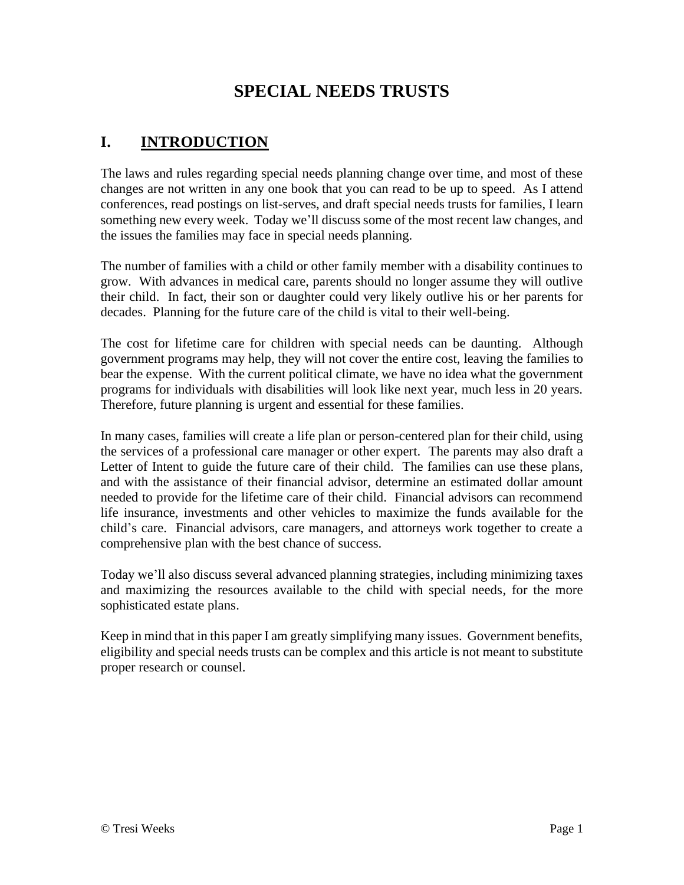# SPECIAL NEEDS TRUSTS

## I. INTRODUCTION

The laws and rules regarding special needs planning change over time, and most of these changes are not written in any one book that you can read to be up to speed. As I attend conferences, read postings on list-serves, and draft special needs trusts for families, I learn something new every week. Today we'll discuss some of the most recent law changes, and the issues the families may face in special needs planning.

The number of families with a child or other family member with a disability continues to grow. With advances in medical care, parents should no longer assume they will outlive their child. In fact, their son or daughter could very likely outlive his or her parents for decades. Planning for the future care of the child is vital to their well-being.

The cost for lifetime care for children with special needs can be daunting. Although government programs may help, they will not cover the entire cost, leaving the families to bear the expense. With the current political climate, we have no idea what the government programs for individuals with disabilities will look like next year, much less in 20 years. Therefore, future planning is urgent and essential for these families.

In many cases, families will create a life plan or person-centered plan for their child, using the services of a professional care manager or other expert. The parents may also draft a Letter of Intent to guide the future care of their child. The families can use these plans, and with the assistance of their financial advisor, determine an estimated dollar amount needed to provide for the lifetime care of their child. Financial advisors can recommend life insurance, investments and other vehicles to maximize the funds available for the child's care. Financial advisors, care managers, and attorneys work together to create a comprehensive plan with the best chance of success.

Today we'll also discuss several advanced planning strategies, including minimizing taxes and maximizing the resources available to the child with special needs, for the more sophisticated estate plans.

Keep in mind that in this paper I am greatly simplifying many issues. Government benefits, eligibility and special needs trusts can be complex and this article is not meant to substitute proper research or counsel.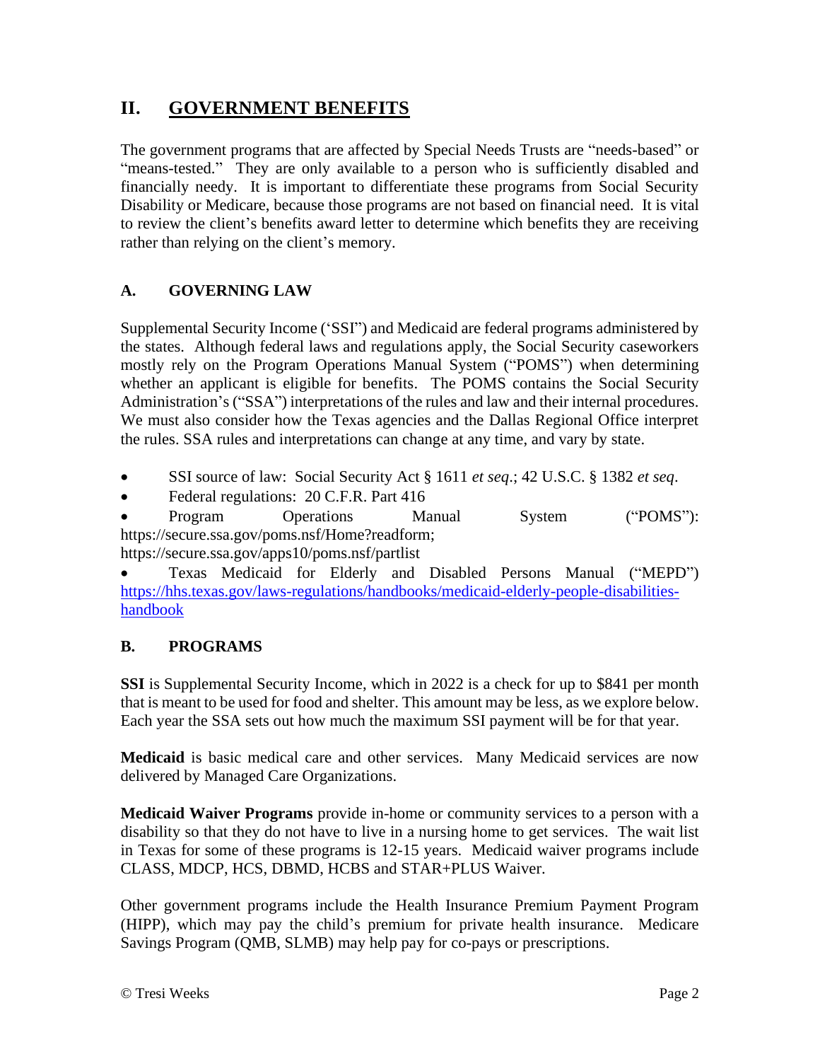## II. GOVERNMENT BENEFITS

The government programs that are affected by Special Needs Trusts are "needs-based" or "means-tested." They are only available to a person who is sufficiently disabled and financially needy. It is important to differentiate these programs from Social Security Disability or Medicare, because those programs are not based on financial need. It is vital to review the client's benefits award letter to determine which benefits they are receiving rather than relying on the client's memory.

### A. GOVERNING LAW

Supplemental Security Income ('SSI") and Medicaid are federal programs administered by the states. Although federal laws and regulations apply, the Social Security caseworkers mostly rely on the Program Operations Manual System ("POMS") when determining whether an applicant is eligible for benefits. The POMS contains the Social Security Administration's ("SSA") interpretations of the rules and law and their internal procedures. We must also consider how the Texas agencies and the Dallas Regional Office interpret the rules. SSA rules and interpretations can change at any time, and vary by state.

- SSI source of law: Social Security Act § 1611 *et seq*.; 42 U.S.C. § 1382 *et seq*.
- Federal regulations: 20 C.F.R. Part 416
- Program Operations Manual System ("POMS"): https://secure.ssa.gov/poms.nsf/Home?readform; https://secure.ssa.gov/apps10/poms.nsf/partlist
- Texas Medicaid for Elderly and Disabled Persons Manual ("MEPD") [https://hhs.texas.gov/laws-regulations/handbooks/medicaid-elderly-people-disabilities-handbook](https://hhs.texas.gov/laws-regulations/handbooks/medicaid-elderly-people-disabilities-handbook)

### B. PROGRAMS

**SSI** is Supplemental Security Income, which in 2022 is a check for up to $841 per month that is meant to be used for food and shelter. This amount may be less, as we explore below. Each year the SSA sets out how much the maximum SSI payment will be for that year.

**Medicaid** is basic medical care and other services. Many Medicaid services are now delivered by Managed Care Organizations.

**Medicaid Waiver Programs** provide in-home or community services to a person with a disability so that they do not have to live in a nursing home to get services. The wait list in Texas for some of these programs is 12-15 years. Medicaid waiver programs include CLASS, MDCP, HCS, DBMD, HCBS and STAR+PLUS Waiver.

Other government programs include the Health Insurance Premium Payment Program (HIPP), which may pay the child's premium for private health insurance. Medicare Savings Program (QMB, SLMB) may help pay for co-pays or prescriptions.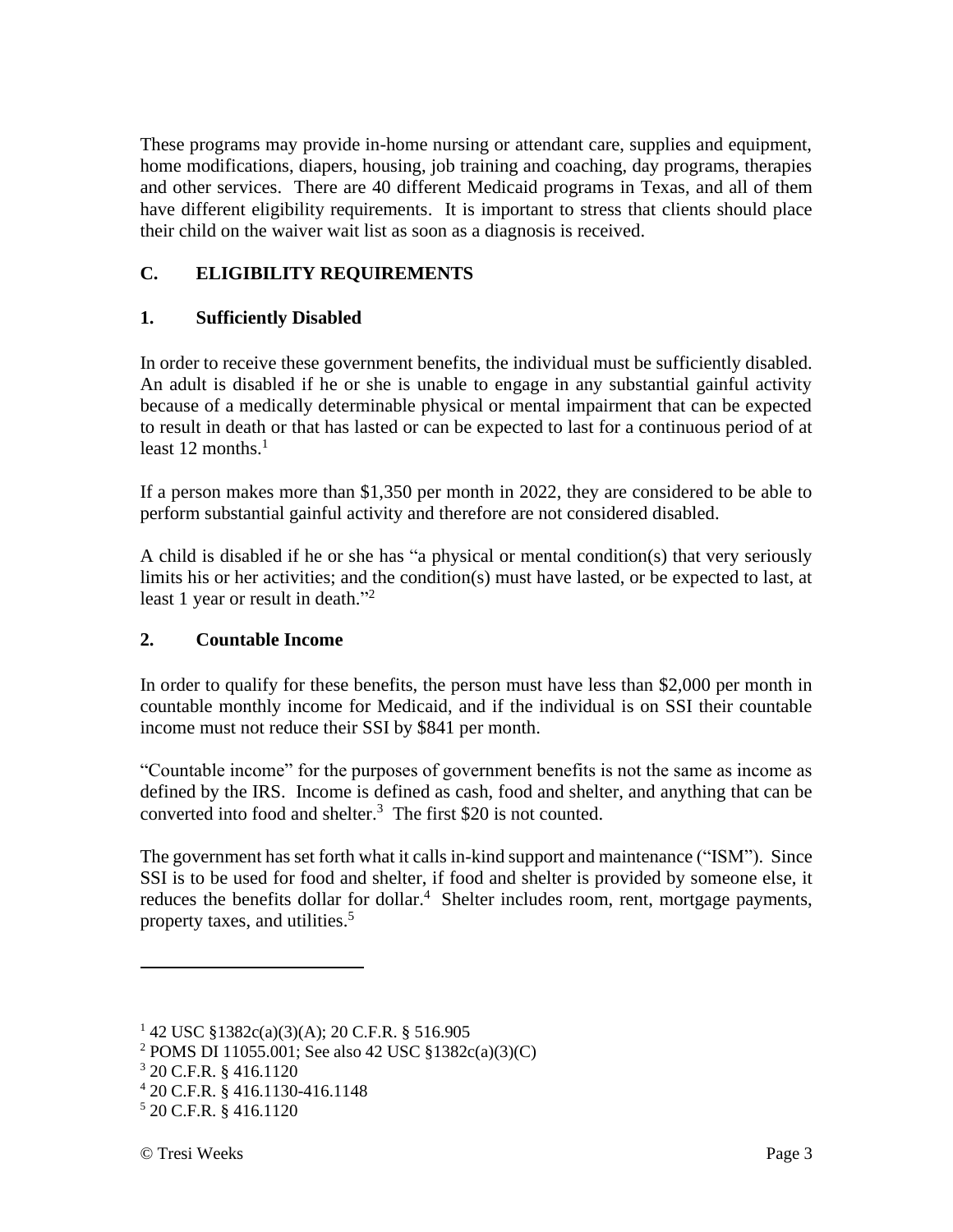These programs may provide in-home nursing or attendant care, supplies and equipment, home modifications, diapers, housing, job training and coaching, day programs, therapies and other services. There are 40 different Medicaid programs in Texas, and all of them have different eligibility requirements. It is important to stress that clients should place their child on the waiver wait list as soon as a diagnosis is received.

## C. ELIGIBILITY REQUIREMENTS

### 1. Sufficiently Disabled

In order to receive these government benefits, the individual must be sufficiently disabled. An adult is disabled if he or she is unable to engage in any substantial gainful activity because of a medically determinable physical or mental impairment that can be expected to result in death or that has lasted or can be expected to last for a continuous period of at least 12 months.[1]

If a person makes more than $1,350 per month in 2022, they are considered to be able to perform substantial gainful activity and therefore are not considered disabled.

A child is disabled if he or she has "a physical or mental condition(s) that very seriously limits his or her activities; and the condition(s) must have lasted, or be expected to last, at least 1 year or result in death."[2]

### 2. Countable Income

In order to qualify for these benefits, the person must have less than $2,000 per month in countable monthly income for Medicaid, and if the individual is on SSI their countable income must not reduce their SSI by $841 per month.

"Countable income" for the purposes of government benefits is not the same as income as defined by the IRS. Income is defined as cash, food and shelter, and anything that can be converted into food and shelter.[3] The first $20 is not counted.

The government has set forth what it calls in-kind support and maintenance ("ISM"). Since SSI is to be used for food and shelter, if food and shelter is provided by someone else, it reduces the benefits dollar for dollar.[4] Shelter includes room, rent, mortgage payments, property taxes, and utilities.[5]

---

[1] 42 USC §1382c(a)(3)(A); 20 C.F.R. § 516.905

[2] POMS DI 11055.001; See also 42 USC §1382c(a)(3)(C)

[3] 20 C.F.R. § 416.1120

[4] 20 C.F.R. § 416.1130-416.1148

[5] 20 C.F.R. § 416.1120

© Tresi Weeks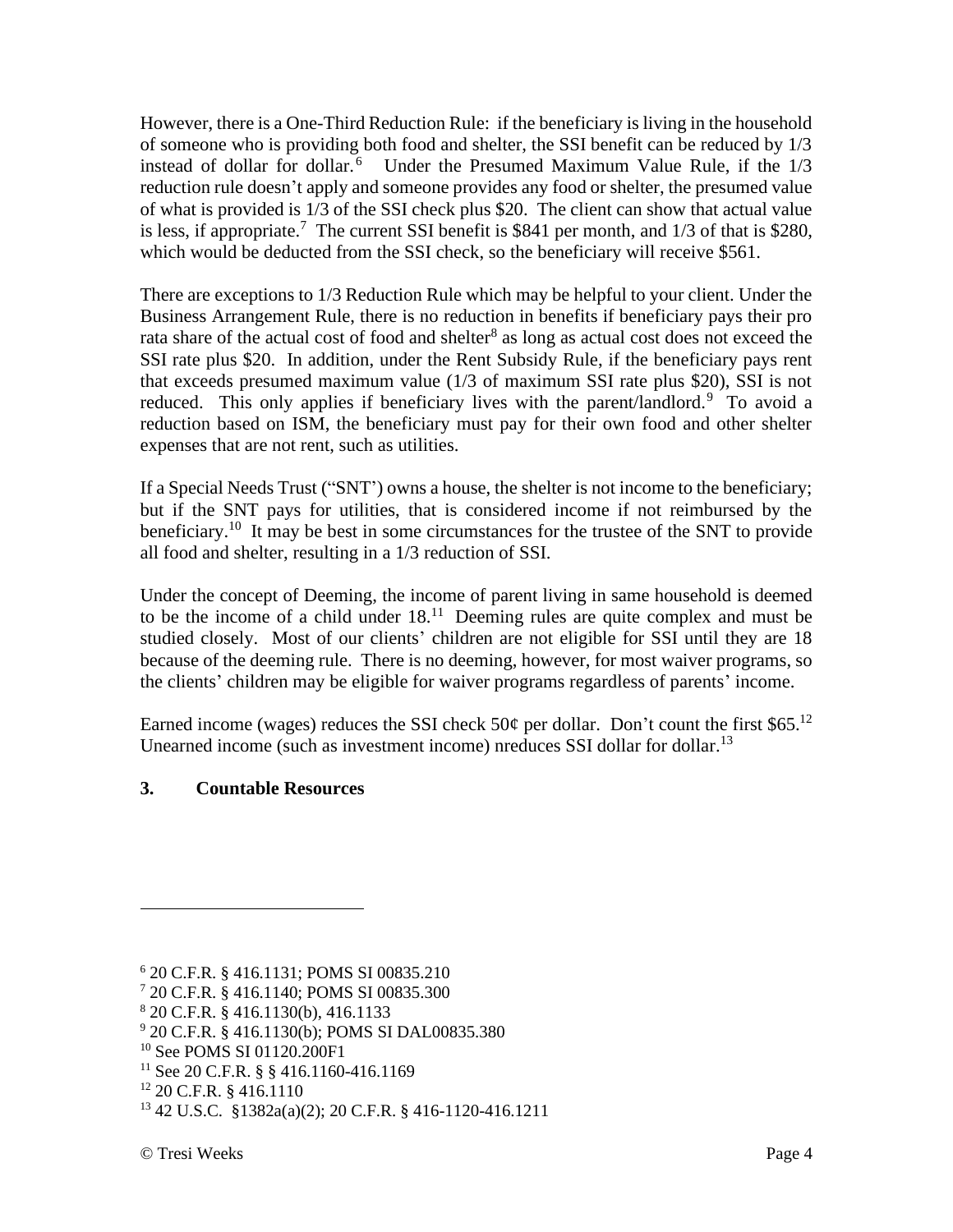However, there is a One-Third Reduction Rule: if the beneficiary is living in the household of someone who is providing both food and shelter, the SSI benefit can be reduced by 1/3 instead of dollar for dollar.[6] Under the Presumed Maximum Value Rule, if the 1/3 reduction rule doesn't apply and someone provides any food or shelter, the presumed value of what is provided is 1/3 of the SSI check plus $20. The client can show that actual value is less, if appropriate.[7] The current SSI benefit is $841 per month, and 1/3 of that is $280, which would be deducted from the SSI check, so the beneficiary will receive $561.

There are exceptions to 1/3 Reduction Rule which may be helpful to your client. Under the Business Arrangement Rule, there is no reduction in benefits if beneficiary pays their pro rata share of the actual cost of food and shelter[8] as long as actual cost does not exceed the SSI rate plus $20. In addition, under the Rent Subsidy Rule, if the beneficiary pays rent that exceeds presumed maximum value (1/3 of maximum SSI rate plus $20), SSI is not reduced. This only applies if beneficiary lives with the parent/landlord.[9] To avoid a reduction based on ISM, the beneficiary must pay for their own food and other shelter expenses that are not rent, such as utilities.

If a Special Needs Trust ("SNT') owns a house, the shelter is not income to the beneficiary; but if the SNT pays for utilities, that is considered income if not reimbursed by the beneficiary.[10] It may be best in some circumstances for the trustee of the SNT to provide all food and shelter, resulting in a 1/3 reduction of SSI.

Under the concept of Deeming, the income of parent living in same household is deemed to be the income of a child under 18.[11] Deeming rules are quite complex and must be studied closely. Most of our clients' children are not eligible for SSI until they are 18 because of the deeming rule. There is no deeming, however, for most waiver programs, so the clients' children may be eligible for waiver programs regardless of parents' income.

Earned income (wages) reduces the SSI check 50¢ per dollar. Don't count the first $65.[12] Unearned income (such as investment income) nreduces SSI dollar for dollar.[13]

### 3. Countable Resources

---

[6] 20 C.F.R. § 416.1131; POMS SI 00835.210

[7] 20 C.F.R. § 416.1140; POMS SI 00835.300

[8] 20 C.F.R. § 416.1130(b), 416.1133

[9] 20 C.F.R. § 416.1130(b); POMS SI DAL00835.380

[10] See POMS SI 01120.200F1

[11] See 20 C.F.R. § § 416.1160-416.1169

[12] 20 C.F.R. § 416.1110

[13] 42 U.S.C. §1382a(a)(2); 20 C.F.R. § 416-1120-416.1211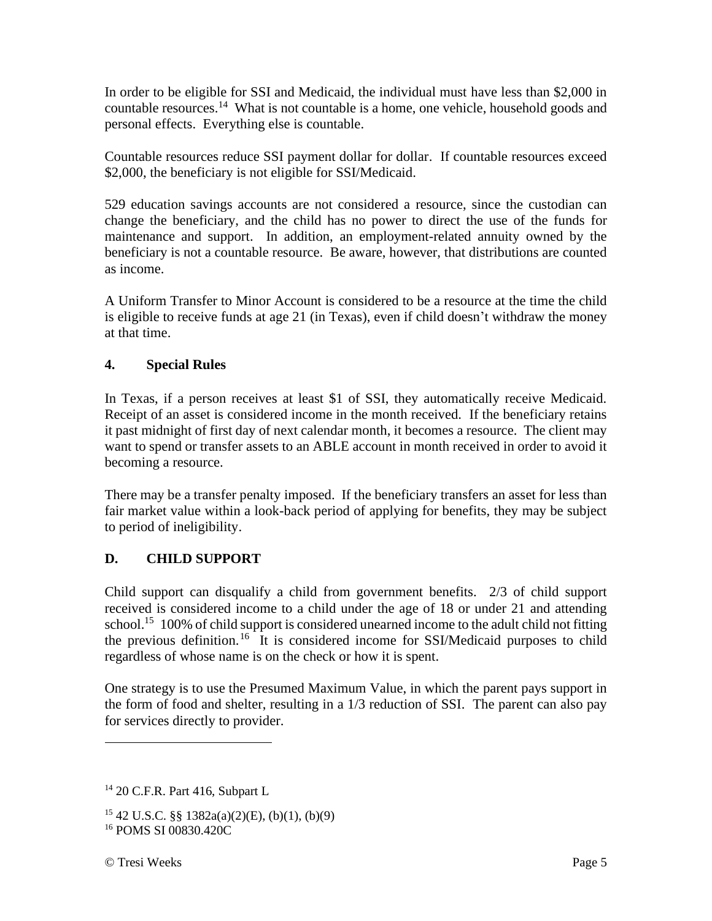In order to be eligible for SSI and Medicaid, the individual must have less than $2,000 in countable resources.[14] What is not countable is a home, one vehicle, household goods and personal effects. Everything else is countable.

Countable resources reduce SSI payment dollar for dollar. If countable resources exceed $2,000, the beneficiary is not eligible for SSI/Medicaid.

529 education savings accounts are not considered a resource, since the custodian can change the beneficiary, and the child has no power to direct the use of the funds for maintenance and support. In addition, an employment-related annuity owned by the beneficiary is not a countable resource. Be aware, however, that distributions are counted as income.

A Uniform Transfer to Minor Account is considered to be a resource at the time the child is eligible to receive funds at age 21 (in Texas), even if child doesn't withdraw the money at that time.

### 4. Special Rules

In Texas, if a person receives at least $1 of SSI, they automatically receive Medicaid. Receipt of an asset is considered income in the month received. If the beneficiary retains it past midnight of first day of next calendar month, it becomes a resource. The client may want to spend or transfer assets to an ABLE account in month received in order to avoid it becoming a resource.

There may be a transfer penalty imposed. If the beneficiary transfers an asset for less than fair market value within a look-back period of applying for benefits, they may be subject to period of ineligibility.

## D. CHILD SUPPORT

Child support can disqualify a child from government benefits. 2/3 of child support received is considered income to a child under the age of 18 or under 21 and attending school.[15] 100% of child support is considered unearned income to the adult child not fitting the previous definition.[16] It is considered income for SSI/Medicaid purposes to child regardless of whose name is on the check or how it is spent.

One strategy is to use the Presumed Maximum Value, in which the parent pays support in the form of food and shelter, resulting in a 1/3 reduction of SSI. The parent can also pay for services directly to provider.

---

[14] 20 C.F.R. Part 416, Subpart L

[15] 42 U.S.C. §§ 1382a(a)(2)(E), (b)(1), (b)(9)

[16] POMS SI 00830.420C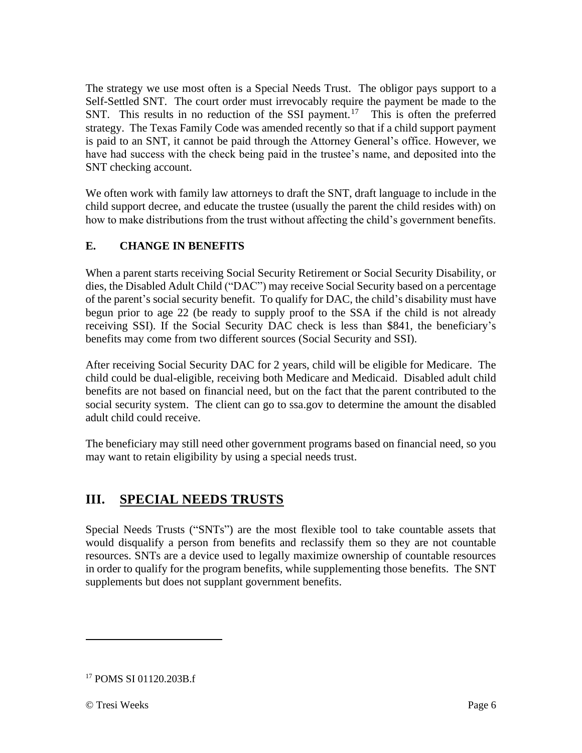The strategy we use most often is a Special Needs Trust. The obligor pays support to a Self-Settled SNT. The court order must irrevocably require the payment be made to the SNT. This results in no reduction of the SSI payment.[17] This is often the preferred strategy. The Texas Family Code was amended recently so that if a child support payment is paid to an SNT, it cannot be paid through the Attorney General's office. However, we have had success with the check being paid in the trustee's name, and deposited into the SNT checking account.

We often work with family law attorneys to draft the SNT, draft language to include in the child support decree, and educate the trustee (usually the parent the child resides with) on how to make distributions from the trust without affecting the child's government benefits.

### E. CHANGE IN BENEFITS

When a parent starts receiving Social Security Retirement or Social Security Disability, or dies, the Disabled Adult Child ("DAC") may receive Social Security based on a percentage of the parent's social security benefit. To qualify for DAC, the child's disability must have begun prior to age 22 (be ready to supply proof to the SSA if the child is not already receiving SSI). If the Social Security DAC check is less than $841, the beneficiary's benefits may come from two different sources (Social Security and SSI).

After receiving Social Security DAC for 2 years, child will be eligible for Medicare. The child could be dual-eligible, receiving both Medicare and Medicaid. Disabled adult child benefits are not based on financial need, but on the fact that the parent contributed to the social security system. The client can go to ssa.gov to determine the amount the disabled adult child could receive.

The beneficiary may still need other government programs based on financial need, so you may want to retain eligibility by using a special needs trust.

## III. SPECIAL NEEDS TRUSTS

Special Needs Trusts ("SNTs") are the most flexible tool to take countable assets that would disqualify a person from benefits and reclassify them so they are not countable resources. SNTs are a device used to legally maximize ownership of countable resources in order to qualify for the program benefits, while supplementing those benefits. The SNT supplements but does not supplant government benefits.

---

[17] POMS SI 01120.203B.f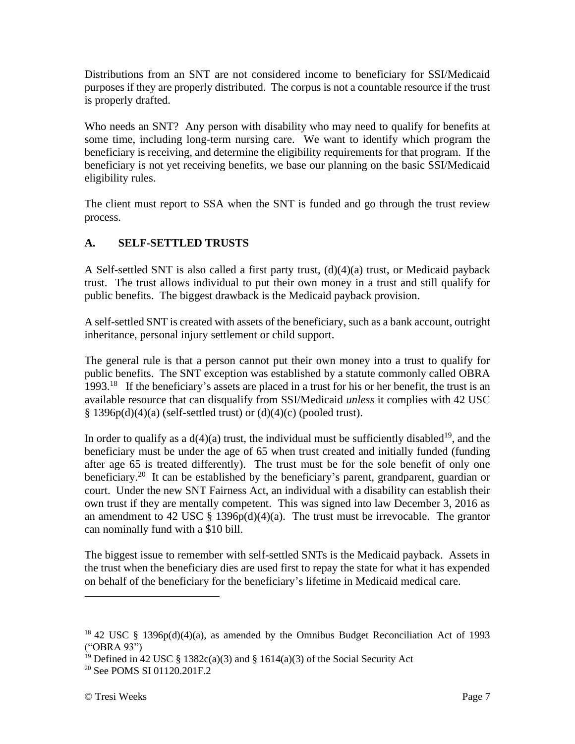Distributions from an SNT are not considered income to beneficiary for SSI/Medicaid purposes if they are properly distributed. The corpus is not a countable resource if the trust is properly drafted.

Who needs an SNT? Any person with disability who may need to qualify for benefits at some time, including long-term nursing care. We want to identify which program the beneficiary is receiving, and determine the eligibility requirements for that program. If the beneficiary is not yet receiving benefits, we base our planning on the basic SSI/Medicaid eligibility rules.

The client must report to SSA when the SNT is funded and go through the trust review process.

## A. SELF-SETTLED TRUSTS

A Self-settled SNT is also called a first party trust, (d)(4)(a) trust, or Medicaid payback trust. The trust allows individual to put their own money in a trust and still qualify for public benefits. The biggest drawback is the Medicaid payback provision.

A self-settled SNT is created with assets of the beneficiary, such as a bank account, outright inheritance, personal injury settlement or child support.

The general rule is that a person cannot put their own money into a trust to qualify for public benefits. The SNT exception was established by a statute commonly called OBRA 1993.[18] If the beneficiary's assets are placed in a trust for his or her benefit, the trust is an available resource that can disqualify from SSI/Medicaid *unless* it complies with 42 USC § 1396p(d)(4)(a) (self-settled trust) or (d)(4)(c) (pooled trust).

In order to qualify as a d(4)(a) trust, the individual must be sufficiently disabled[19], and the beneficiary must be under the age of 65 when trust created and initially funded (funding after age 65 is treated differently). The trust must be for the sole benefit of only one beneficiary.[20] It can be established by the beneficiary's parent, grandparent, guardian or court. Under the new SNT Fairness Act, an individual with a disability can establish their own trust if they are mentally competent. This was signed into law December 3, 2016 as an amendment to 42 USC § 1396p(d)(4)(a). The trust must be irrevocable. The grantor can nominally fund with a $10 bill.

The biggest issue to remember with self-settled SNTs is the Medicaid payback. Assets in the trust when the beneficiary dies are used first to repay the state for what it has expended on behalf of the beneficiary for the beneficiary's lifetime in Medicaid medical care.

---

[18] 42 USC § 1396p(d)(4)(a), as amended by the Omnibus Budget Reconciliation Act of 1993 ("OBRA 93")

[19] Defined in 42 USC § 1382c(a)(3) and § 1614(a)(3) of the Social Security Act

[20] See POMS SI 01120.201F.2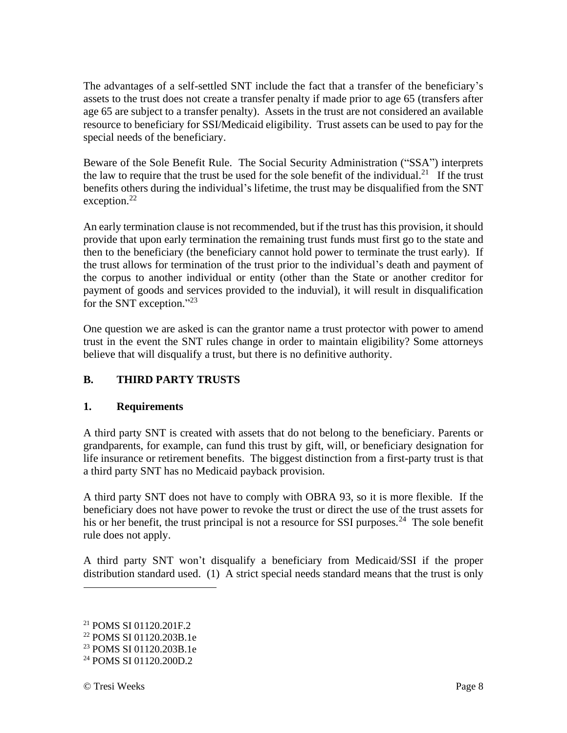The advantages of a self-settled SNT include the fact that a transfer of the beneficiary's assets to the trust does not create a transfer penalty if made prior to age 65 (transfers after age 65 are subject to a transfer penalty). Assets in the trust are not considered an available resource to beneficiary for SSI/Medicaid eligibility. Trust assets can be used to pay for the special needs of the beneficiary.

Beware of the Sole Benefit Rule. The Social Security Administration ("SSA") interprets the law to require that the trust be used for the sole benefit of the individual.[21] If the trust benefits others during the individual's lifetime, the trust may be disqualified from the SNT exception.[22]

An early termination clause is not recommended, but if the trust has this provision, it should provide that upon early termination the remaining trust funds must first go to the state and then to the beneficiary (the beneficiary cannot hold power to terminate the trust early). If the trust allows for termination of the trust prior to the individual's death and payment of the corpus to another individual or entity (other than the State or another creditor for payment of goods and services provided to the induvial), it will result in disqualification for the SNT exception."[23]

One question we are asked is can the grantor name a trust protector with power to amend trust in the event the SNT rules change in order to maintain eligibility? Some attorneys believe that will disqualify a trust, but there is no definitive authority.

## B. THIRD PARTY TRUSTS

### 1. Requirements

A third party SNT is created with assets that do not belong to the beneficiary. Parents or grandparents, for example, can fund this trust by gift, will, or beneficiary designation for life insurance or retirement benefits. The biggest distinction from a first-party trust is that a third party SNT has no Medicaid payback provision.

A third party SNT does not have to comply with OBRA 93, so it is more flexible. If the beneficiary does not have power to revoke the trust or direct the use of the trust assets for his or her benefit, the trust principal is not a resource for SSI purposes.[24] The sole benefit rule does not apply.

A third party SNT won't disqualify a beneficiary from Medicaid/SSI if the proper distribution standard used. (1) A strict special needs standard means that the trust is only

---

[21] POMS SI 01120.201F.2

[22] POMS SI 01120.203B.1e

[23] POMS SI 01120.203B.1e

[24] POMS SI 01120.200D.2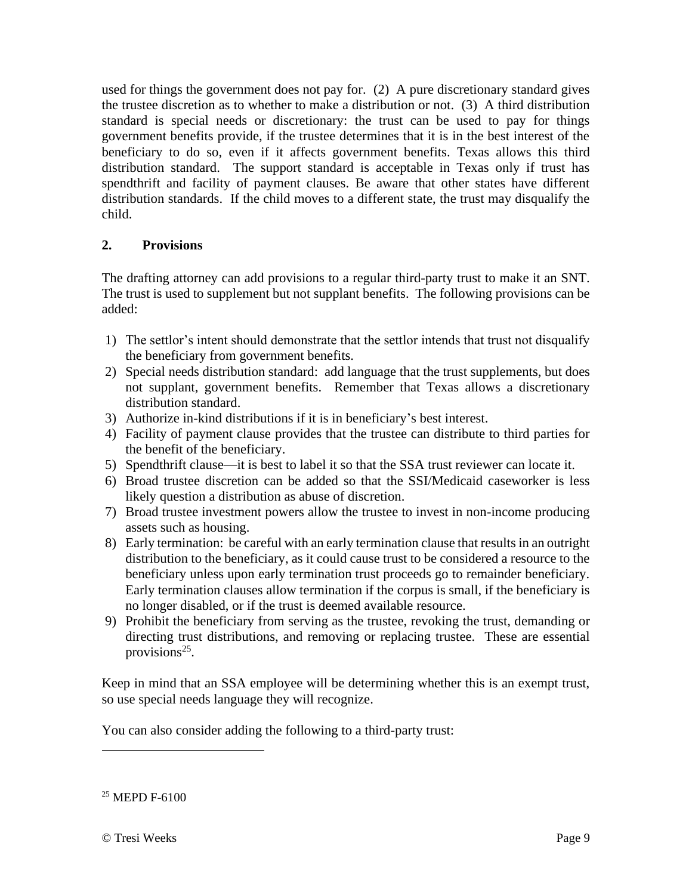used for things the government does not pay for. (2) A pure discretionary standard gives the trustee discretion as to whether to make a distribution or not. (3) A third distribution standard is special needs or discretionary: the trust can be used to pay for things government benefits provide, if the trustee determines that it is in the best interest of the beneficiary to do so, even if it affects government benefits. Texas allows this third distribution standard. The support standard is acceptable in Texas only if trust has spendthrift and facility of payment clauses. Be aware that other states have different distribution standards. If the child moves to a different state, the trust may disqualify the child.

## 2. Provisions

The drafting attorney can add provisions to a regular third-party trust to make it an SNT. The trust is used to supplement but not supplant benefits. The following provisions can be added:

1) The settlor's intent should demonstrate that the settlor intends that trust not disqualify the beneficiary from government benefits.
2) Special needs distribution standard: add language that the trust supplements, but does not supplant, government benefits. Remember that Texas allows a discretionary distribution standard.
3) Authorize in-kind distributions if it is in beneficiary's best interest.
4) Facility of payment clause provides that the trustee can distribute to third parties for the benefit of the beneficiary.
5) Spendthrift clause—it is best to label it so that the SSA trust reviewer can locate it.
6) Broad trustee discretion can be added so that the SSI/Medicaid caseworker is less likely question a distribution as abuse of discretion.
7) Broad trustee investment powers allow the trustee to invest in non-income producing assets such as housing.
8) Early termination: be careful with an early termination clause that results in an outright distribution to the beneficiary, as it could cause trust to be considered a resource to the beneficiary unless upon early termination trust proceeds go to remainder beneficiary. Early termination clauses allow termination if the corpus is small, if the beneficiary is no longer disabled, or if the trust is deemed available resource.
9) Prohibit the beneficiary from serving as the trustee, revoking the trust, demanding or directing trust distributions, and removing or replacing trustee. These are essential provisions[25].

Keep in mind that an SSA employee will be determining whether this is an exempt trust, so use special needs language they will recognize.

You can also consider adding the following to a third-party trust:

---

[25] MEPD F-6100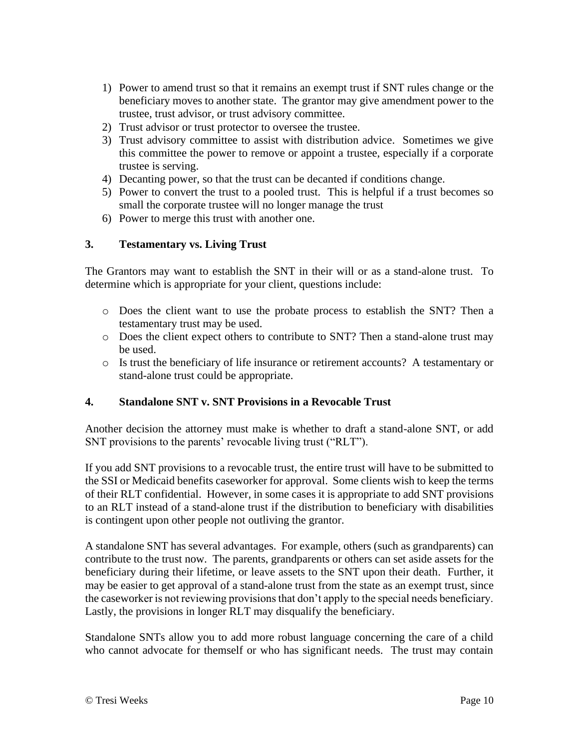1) Power to amend trust so that it remains an exempt trust if SNT rules change or the beneficiary moves to another state. The grantor may give amendment power to the trustee, trust advisor, or trust advisory committee.
2) Trust advisor or trust protector to oversee the trustee.
3) Trust advisory committee to assist with distribution advice. Sometimes we give this committee the power to remove or appoint a trustee, especially if a corporate trustee is serving.
4) Decanting power, so that the trust can be decanted if conditions change.
5) Power to convert the trust to a pooled trust. This is helpful if a trust becomes so small the corporate trustee will no longer manage the trust
6) Power to merge this trust with another one.

## 3. Testamentary vs. Living Trust

The Grantors may want to establish the SNT in their will or as a stand-alone trust. To determine which is appropriate for your client, questions include:

- Does the client want to use the probate process to establish the SNT? Then a testamentary trust may be used.
- Does the client expect others to contribute to SNT? Then a stand-alone trust may be used.
- Is trust the beneficiary of life insurance or retirement accounts? A testamentary or stand-alone trust could be appropriate.

## 4. Standalone SNT v. SNT Provisions in a Revocable Trust

Another decision the attorney must make is whether to draft a stand-alone SNT, or add SNT provisions to the parents' revocable living trust ("RLT").

If you add SNT provisions to a revocable trust, the entire trust will have to be submitted to the SSI or Medicaid benefits caseworker for approval. Some clients wish to keep the terms of their RLT confidential. However, in some cases it is appropriate to add SNT provisions to an RLT instead of a stand-alone trust if the distribution to beneficiary with disabilities is contingent upon other people not outliving the grantor.

A standalone SNT has several advantages. For example, others (such as grandparents) can contribute to the trust now. The parents, grandparents or others can set aside assets for the beneficiary during their lifetime, or leave assets to the SNT upon their death. Further, it may be easier to get approval of a stand-alone trust from the state as an exempt trust, since the caseworker is not reviewing provisions that don't apply to the special needs beneficiary. Lastly, the provisions in longer RLT may disqualify the beneficiary.

Standalone SNTs allow you to add more robust language concerning the care of a child who cannot advocate for themself or who has significant needs. The trust may contain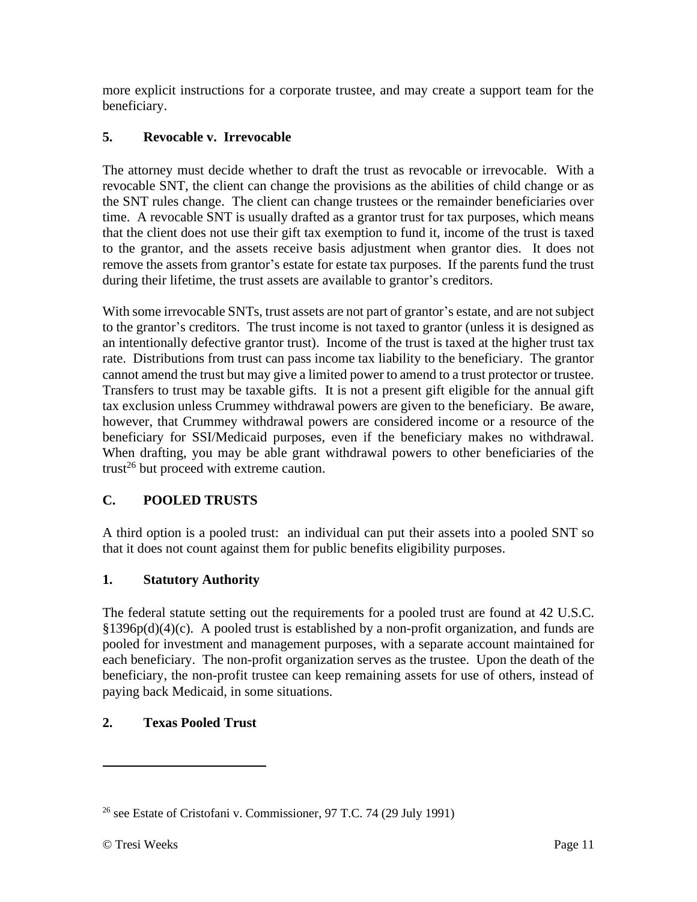more explicit instructions for a corporate trustee, and may create a support team for the beneficiary.

### 5. Revocable v. Irrevocable

The attorney must decide whether to draft the trust as revocable or irrevocable. With a revocable SNT, the client can change the provisions as the abilities of child change or as the SNT rules change. The client can change trustees or the remainder beneficiaries over time. A revocable SNT is usually drafted as a grantor trust for tax purposes, which means that the client does not use their gift tax exemption to fund it, income of the trust is taxed to the grantor, and the assets receive basis adjustment when grantor dies. It does not remove the assets from grantor's estate for estate tax purposes. If the parents fund the trust during their lifetime, the trust assets are available to grantor's creditors.

With some irrevocable SNTs, trust assets are not part of grantor's estate, and are not subject to the grantor's creditors. The trust income is not taxed to grantor (unless it is designed as an intentionally defective grantor trust). Income of the trust is taxed at the higher trust tax rate. Distributions from trust can pass income tax liability to the beneficiary. The grantor cannot amend the trust but may give a limited power to amend to a trust protector or trustee. Transfers to trust may be taxable gifts. It is not a present gift eligible for the annual gift tax exclusion unless Crummey withdrawal powers are given to the beneficiary. Be aware, however, that Crummey withdrawal powers are considered income or a resource of the beneficiary for SSI/Medicaid purposes, even if the beneficiary makes no withdrawal. When drafting, you may be able grant withdrawal powers to other beneficiaries of the trust[26] but proceed with extreme caution.

## C. POOLED TRUSTS

A third option is a pooled trust: an individual can put their assets into a pooled SNT so that it does not count against them for public benefits eligibility purposes.

### 1. Statutory Authority

The federal statute setting out the requirements for a pooled trust are found at 42 U.S.C. §1396p(d)(4)(c). A pooled trust is established by a non-profit organization, and funds are pooled for investment and management purposes, with a separate account maintained for each beneficiary. The non-profit organization serves as the trustee. Upon the death of the beneficiary, the non-profit trustee can keep remaining assets for use of others, instead of paying back Medicaid, in some situations.

### 2. Texas Pooled Trust

---

[26] see Estate of Cristofani v. Commissioner, 97 T.C. 74 (29 July 1991)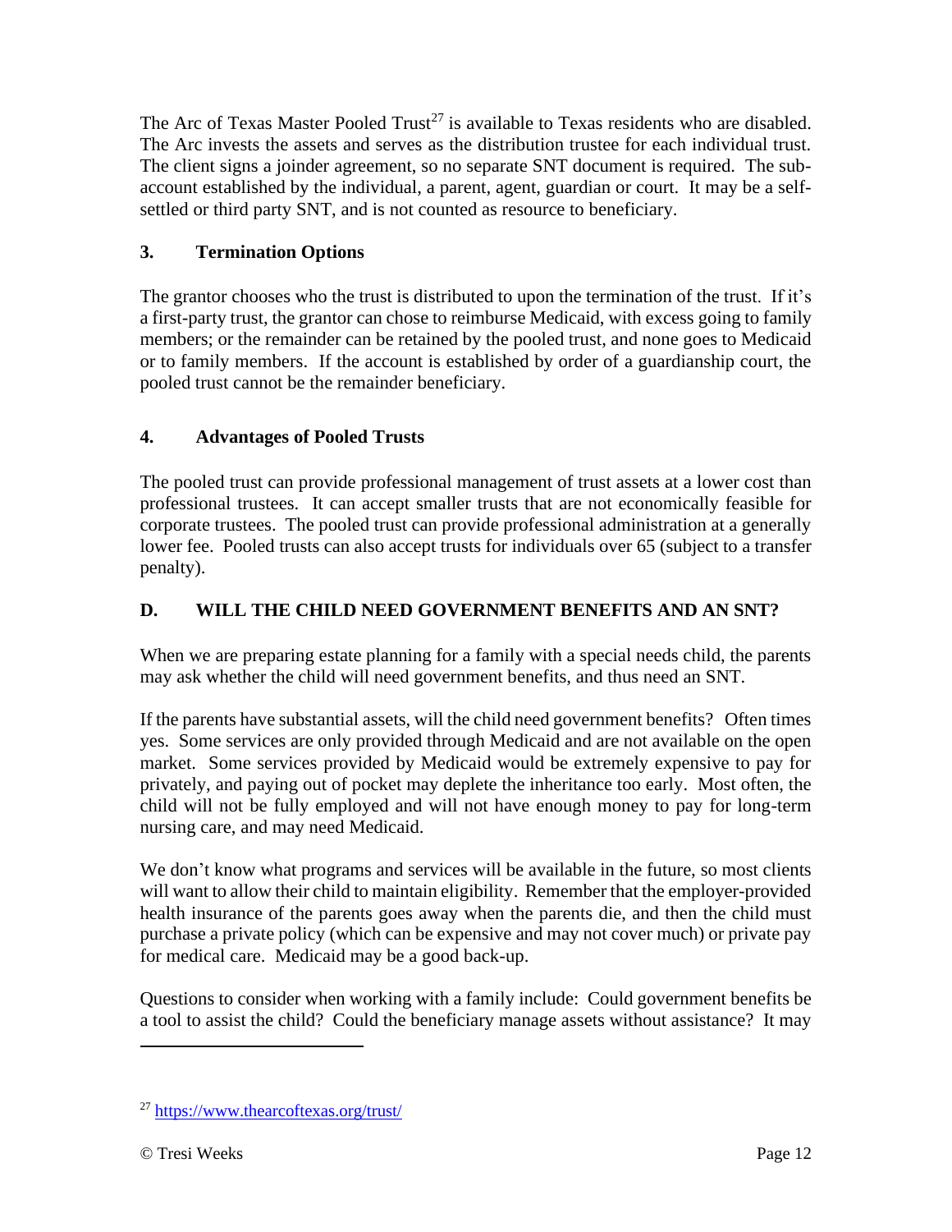The Arc of Texas Master Pooled Trust[27] is available to Texas residents who are disabled. The Arc invests the assets and serves as the distribution trustee for each individual trust. The client signs a joinder agreement, so no separate SNT document is required. The sub-account established by the individual, a parent, agent, guardian or court. It may be a self-settled or third party SNT, and is not counted as resource to beneficiary.

### 3. Termination Options

The grantor chooses who the trust is distributed to upon the termination of the trust. If it's a first-party trust, the grantor can chose to reimburse Medicaid, with excess going to family members; or the remainder can be retained by the pooled trust, and none goes to Medicaid or to family members. If the account is established by order of a guardianship court, the pooled trust cannot be the remainder beneficiary.

### 4. Advantages of Pooled Trusts

The pooled trust can provide professional management of trust assets at a lower cost than professional trustees. It can accept smaller trusts that are not economically feasible for corporate trustees. The pooled trust can provide professional administration at a generally lower fee. Pooled trusts can also accept trusts for individuals over 65 (subject to a transfer penalty).

## D. WILL THE CHILD NEED GOVERNMENT BENEFITS AND AN SNT?

When we are preparing estate planning for a family with a special needs child, the parents may ask whether the child will need government benefits, and thus need an SNT.

If the parents have substantial assets, will the child need government benefits? Often times yes. Some services are only provided through Medicaid and are not available on the open market. Some services provided by Medicaid would be extremely expensive to pay for privately, and paying out of pocket may deplete the inheritance too early. Most often, the child will not be fully employed and will not have enough money to pay for long-term nursing care, and may need Medicaid.

We don't know what programs and services will be available in the future, so most clients will want to allow their child to maintain eligibility. Remember that the employer-provided health insurance of the parents goes away when the parents die, and then the child must purchase a private policy (which can be expensive and may not cover much) or private pay for medical care. Medicaid may be a good back-up.

Questions to consider when working with a family include: Could government benefits be a tool to assist the child? Could the beneficiary manage assets without assistance? It may

---

[27] https://www.thearcoftexas.org/trust/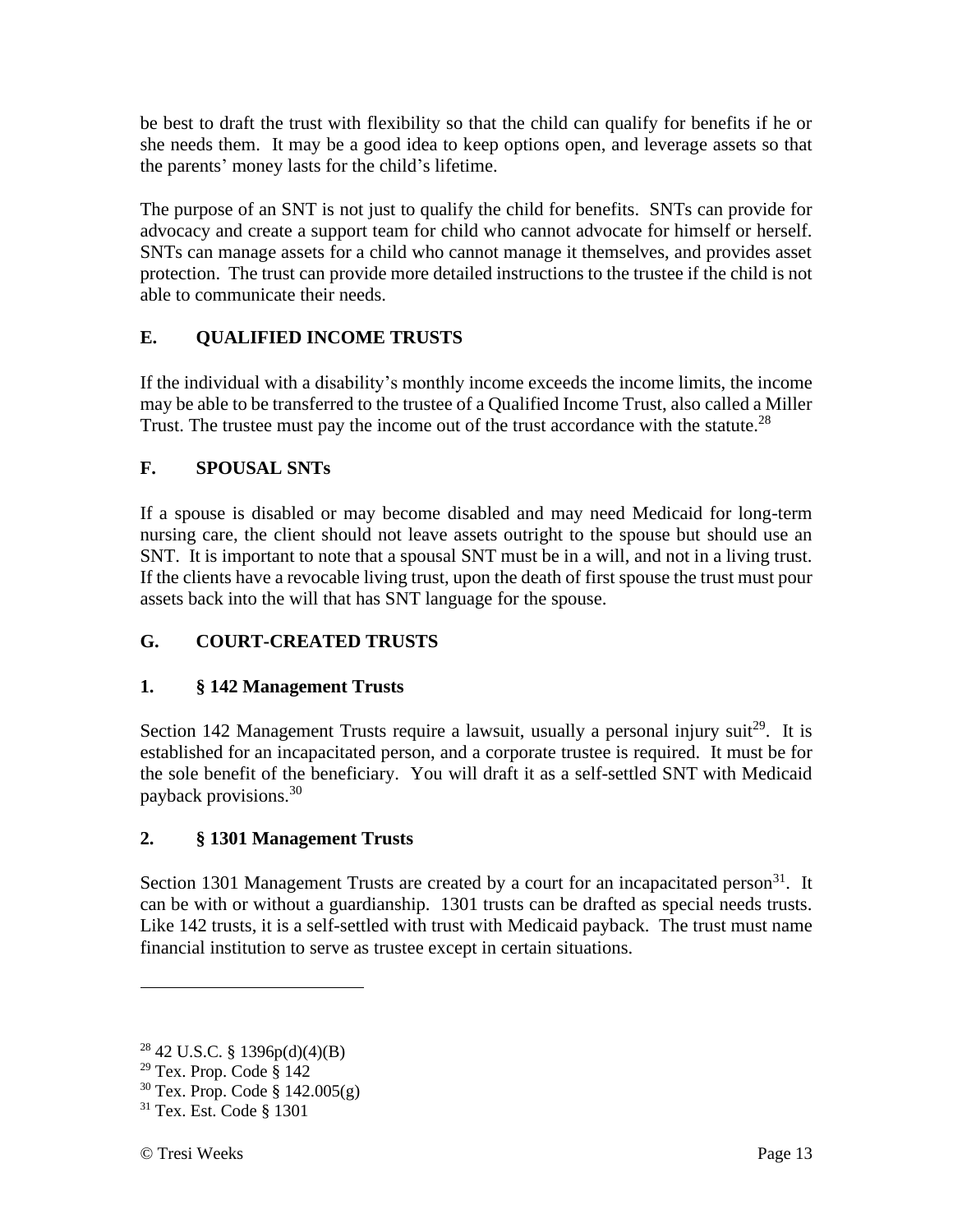be best to draft the trust with flexibility so that the child can qualify for benefits if he or she needs them. It may be a good idea to keep options open, and leverage assets so that the parents' money lasts for the child's lifetime.

The purpose of an SNT is not just to qualify the child for benefits. SNTs can provide for advocacy and create a support team for child who cannot advocate for himself or herself. SNTs can manage assets for a child who cannot manage it themselves, and provides asset protection. The trust can provide more detailed instructions to the trustee if the child is not able to communicate their needs.

## E. QUALIFIED INCOME TRUSTS

If the individual with a disability's monthly income exceeds the income limits, the income may be able to be transferred to the trustee of a Qualified Income Trust, also called a Miller Trust. The trustee must pay the income out of the trust accordance with the statute.[28]

## F. SPOUSAL SNTs

If a spouse is disabled or may become disabled and may need Medicaid for long-term nursing care, the client should not leave assets outright to the spouse but should use an SNT. It is important to note that a spousal SNT must be in a will, and not in a living trust. If the clients have a revocable living trust, upon the death of first spouse the trust must pour assets back into the will that has SNT language for the spouse.

## G. COURT-CREATED TRUSTS

### 1. § 142 Management Trusts

Section 142 Management Trusts require a lawsuit, usually a personal injury suit[29]. It is established for an incapacitated person, and a corporate trustee is required. It must be for the sole benefit of the beneficiary. You will draft it as a self-settled SNT with Medicaid payback provisions.[30]

### 2. § 1301 Management Trusts

Section 1301 Management Trusts are created by a court for an incapacitated person[31]. It can be with or without a guardianship. 1301 trusts can be drafted as special needs trusts. Like 142 trusts, it is a self-settled with trust with Medicaid payback. The trust must name financial institution to serve as trustee except in certain situations.

---

[28] 42 U.S.C. § 1396p(d)(4)(B)

[29] Tex. Prop. Code § 142

[30] Tex. Prop. Code § 142.005(g)

[31] Tex. Est. Code § 1301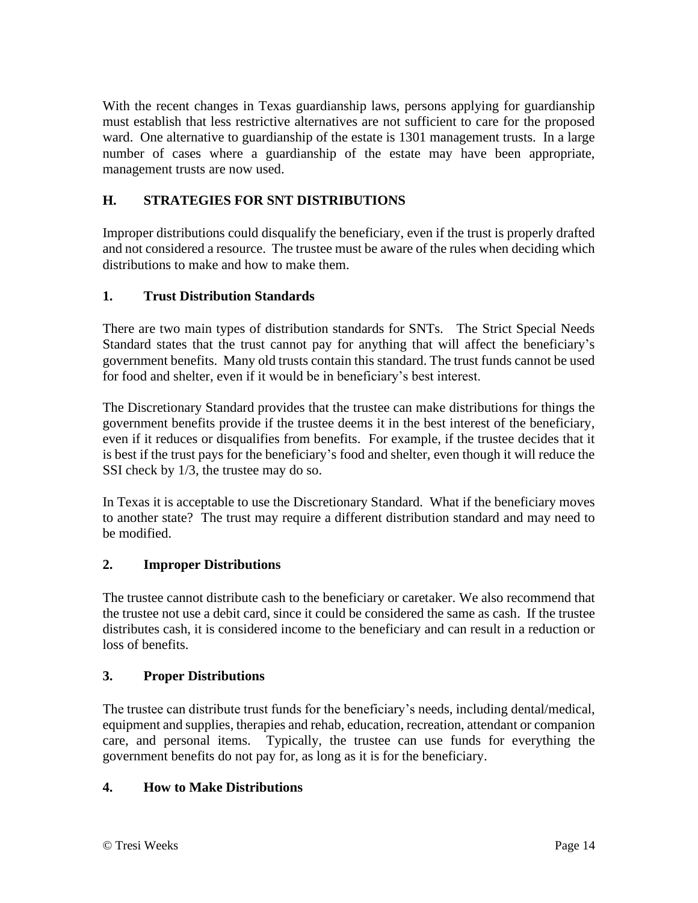With the recent changes in Texas guardianship laws, persons applying for guardianship must establish that less restrictive alternatives are not sufficient to care for the proposed ward. One alternative to guardianship of the estate is 1301 management trusts. In a large number of cases where a guardianship of the estate may have been appropriate, management trusts are now used.

## H. STRATEGIES FOR SNT DISTRIBUTIONS

Improper distributions could disqualify the beneficiary, even if the trust is properly drafted and not considered a resource. The trustee must be aware of the rules when deciding which distributions to make and how to make them.

### 1. Trust Distribution Standards

There are two main types of distribution standards for SNTs. The Strict Special Needs Standard states that the trust cannot pay for anything that will affect the beneficiary's government benefits. Many old trusts contain this standard. The trust funds cannot be used for food and shelter, even if it would be in beneficiary's best interest.

The Discretionary Standard provides that the trustee can make distributions for things the government benefits provide if the trustee deems it in the best interest of the beneficiary, even if it reduces or disqualifies from benefits. For example, if the trustee decides that it is best if the trust pays for the beneficiary's food and shelter, even though it will reduce the SSI check by 1/3, the trustee may do so.

In Texas it is acceptable to use the Discretionary Standard. What if the beneficiary moves to another state? The trust may require a different distribution standard and may need to be modified.

### 2. Improper Distributions

The trustee cannot distribute cash to the beneficiary or caretaker. We also recommend that the trustee not use a debit card, since it could be considered the same as cash. If the trustee distributes cash, it is considered income to the beneficiary and can result in a reduction or loss of benefits.

### 3. Proper Distributions

The trustee can distribute trust funds for the beneficiary's needs, including dental/medical, equipment and supplies, therapies and rehab, education, recreation, attendant or companion care, and personal items. Typically, the trustee can use funds for everything the government benefits do not pay for, as long as it is for the beneficiary.

### 4. How to Make Distributions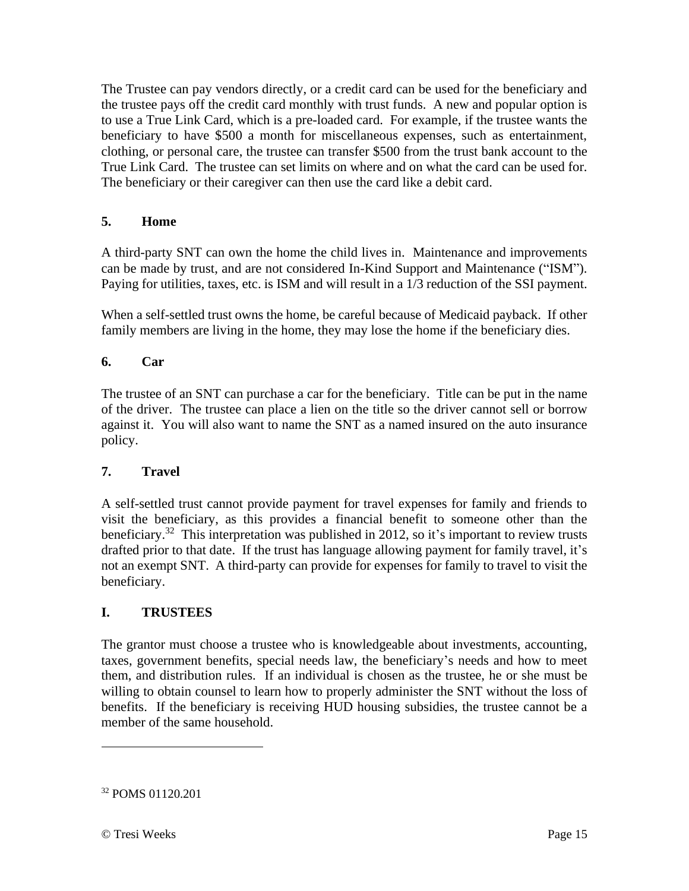The Trustee can pay vendors directly, or a credit card can be used for the beneficiary and the trustee pays off the credit card monthly with trust funds. A new and popular option is to use a True Link Card, which is a pre-loaded card. For example, if the trustee wants the beneficiary to have $500 a month for miscellaneous expenses, such as entertainment, clothing, or personal care, the trustee can transfer $500 from the trust bank account to the True Link Card. The trustee can set limits on where and on what the card can be used for. The beneficiary or their caregiver can then use the card like a debit card.

#### 5. Home

A third-party SNT can own the home the child lives in. Maintenance and improvements can be made by trust, and are not considered In-Kind Support and Maintenance ("ISM"). Paying for utilities, taxes, etc. is ISM and will result in a 1/3 reduction of the SSI payment.

When a self-settled trust owns the home, be careful because of Medicaid payback. If other family members are living in the home, they may lose the home if the beneficiary dies.

#### 6. Car

The trustee of an SNT can purchase a car for the beneficiary. Title can be put in the name of the driver. The trustee can place a lien on the title so the driver cannot sell or borrow against it. You will also want to name the SNT as a named insured on the auto insurance policy.

#### 7. Travel

A self-settled trust cannot provide payment for travel expenses for family and friends to visit the beneficiary, as this provides a financial benefit to someone other than the beneficiary.[32] This interpretation was published in 2012, so it's important to review trusts drafted prior to that date. If the trust has language allowing payment for family travel, it's not an exempt SNT. A third-party can provide for expenses for family to travel to visit the beneficiary.

### I. TRUSTEES

The grantor must choose a trustee who is knowledgeable about investments, accounting, taxes, government benefits, special needs law, the beneficiary's needs and how to meet them, and distribution rules. If an individual is chosen as the trustee, he or she must be willing to obtain counsel to learn how to properly administer the SNT without the loss of benefits. If the beneficiary is receiving HUD housing subsidies, the trustee cannot be a member of the same household.

---

[32] POMS 01120.201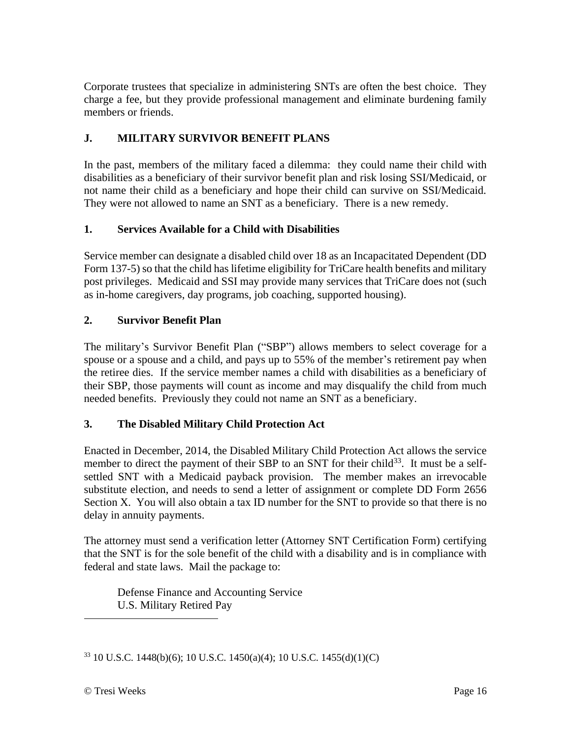Corporate trustees that specialize in administering SNTs are often the best choice. They charge a fee, but they provide professional management and eliminate burdening family members or friends.

## J. MILITARY SURVIVOR BENEFIT PLANS

In the past, members of the military faced a dilemma: they could name their child with disabilities as a beneficiary of their survivor benefit plan and risk losing SSI/Medicaid, or not name their child as a beneficiary and hope their child can survive on SSI/Medicaid. They were not allowed to name an SNT as a beneficiary. There is a new remedy.

### 1. Services Available for a Child with Disabilities

Service member can designate a disabled child over 18 as an Incapacitated Dependent (DD Form 137-5) so that the child has lifetime eligibility for TriCare health benefits and military post privileges. Medicaid and SSI may provide many services that TriCare does not (such as in-home caregivers, day programs, job coaching, supported housing).

### 2. Survivor Benefit Plan

The military's Survivor Benefit Plan ("SBP") allows members to select coverage for a spouse or a spouse and a child, and pays up to 55% of the member's retirement pay when the retiree dies. If the service member names a child with disabilities as a beneficiary of their SBP, those payments will count as income and may disqualify the child from much needed benefits. Previously they could not name an SNT as a beneficiary.

### 3. The Disabled Military Child Protection Act

Enacted in December, 2014, the Disabled Military Child Protection Act allows the service member to direct the payment of their SBP to an SNT for their child[33]. It must be a self-settled SNT with a Medicaid payback provision. The member makes an irrevocable substitute election, and needs to send a letter of assignment or complete DD Form 2656 Section X. You will also obtain a tax ID number for the SNT to provide so that there is no delay in annuity payments.

The attorney must send a verification letter (Attorney SNT Certification Form) certifying that the SNT is for the sole benefit of the child with a disability and is in compliance with federal and state laws. Mail the package to:

Defense Finance and Accounting Service
U.S. Military Retired Pay

---

[33] 10 U.S.C. 1448(b)(6); 10 U.S.C. 1450(a)(4); 10 U.S.C. 1455(d)(1)(C)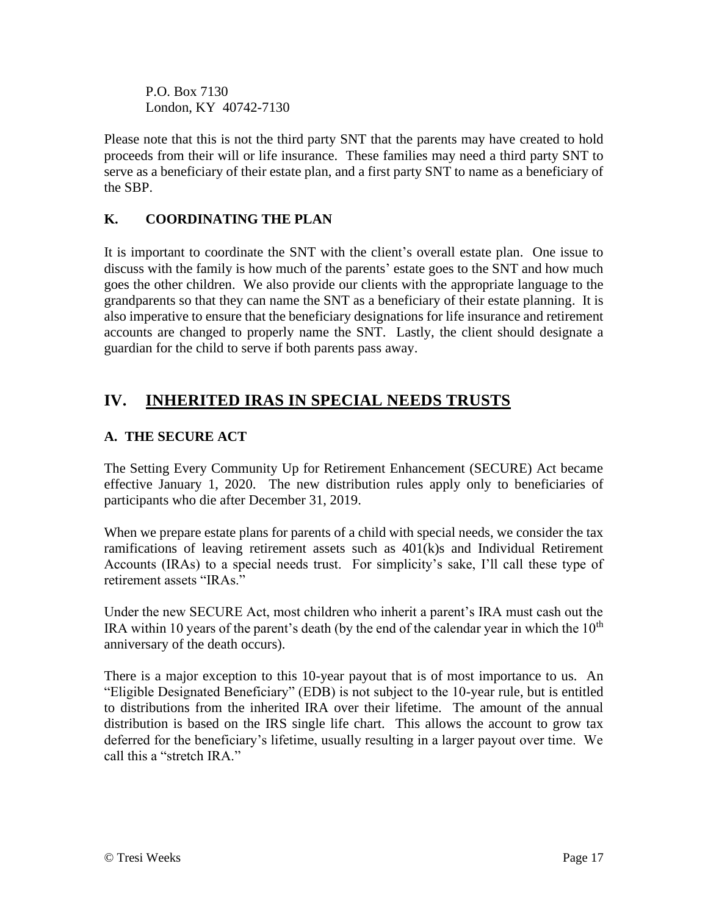P.O. Box 7130
London, KY 40742-7130

Please note that this is not the third party SNT that the parents may have created to hold proceeds from their will or life insurance. These families may need a third party SNT to serve as a beneficiary of their estate plan, and a first party SNT to name as a beneficiary of the SBP.

### K. COORDINATING THE PLAN

It is important to coordinate the SNT with the client's overall estate plan. One issue to discuss with the family is how much of the parents' estate goes to the SNT and how much goes the other children. We also provide our clients with the appropriate language to the grandparents so that they can name the SNT as a beneficiary of their estate planning. It is also imperative to ensure that the beneficiary designations for life insurance and retirement accounts are changed to properly name the SNT. Lastly, the client should designate a guardian for the child to serve if both parents pass away.

## IV. INHERITED IRAS IN SPECIAL NEEDS TRUSTS

### A. THE SECURE ACT

The Setting Every Community Up for Retirement Enhancement (SECURE) Act became effective January 1, 2020. The new distribution rules apply only to beneficiaries of participants who die after December 31, 2019.

When we prepare estate plans for parents of a child with special needs, we consider the tax ramifications of leaving retirement assets such as 401(k)s and Individual Retirement Accounts (IRAs) to a special needs trust. For simplicity's sake, I'll call these type of retirement assets "IRAs."

Under the new SECURE Act, most children who inherit a parent's IRA must cash out the IRA within 10 years of the parent's death (by the end of the calendar year in which the 10th anniversary of the death occurs).

There is a major exception to this 10-year payout that is of most importance to us. An "Eligible Designated Beneficiary" (EDB) is not subject to the 10-year rule, but is entitled to distributions from the inherited IRA over their lifetime. The amount of the annual distribution is based on the IRS single life chart. This allows the account to grow tax deferred for the beneficiary's lifetime, usually resulting in a larger payout over time. We call this a "stretch IRA."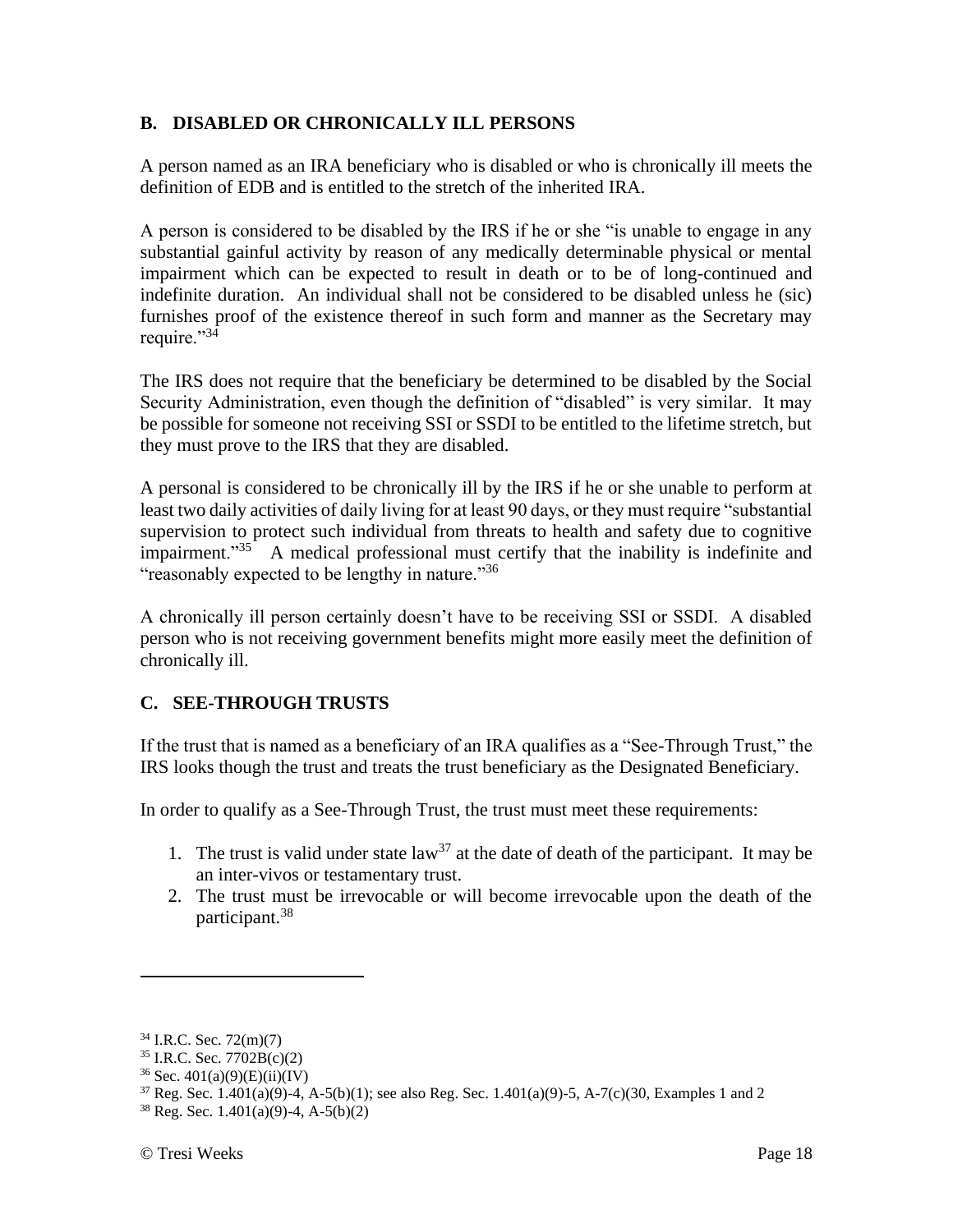## B. DISABLED OR CHRONICALLY ILL PERSONS

A person named as an IRA beneficiary who is disabled or who is chronically ill meets the definition of EDB and is entitled to the stretch of the inherited IRA.

A person is considered to be disabled by the IRS if he or she "is unable to engage in any substantial gainful activity by reason of any medically determinable physical or mental impairment which can be expected to result in death or to be of long-continued and indefinite duration. An individual shall not be considered to be disabled unless he (sic) furnishes proof of the existence thereof in such form and manner as the Secretary may require."[34]

The IRS does not require that the beneficiary be determined to be disabled by the Social Security Administration, even though the definition of "disabled" is very similar. It may be possible for someone not receiving SSI or SSDI to be entitled to the lifetime stretch, but they must prove to the IRS that they are disabled.

A personal is considered to be chronically ill by the IRS if he or she unable to perform at least two daily activities of daily living for at least 90 days, or they must require "substantial supervision to protect such individual from threats to health and safety due to cognitive impairment."[35] A medical professional must certify that the inability is indefinite and "reasonably expected to be lengthy in nature."[36]

A chronically ill person certainly doesn't have to be receiving SSI or SSDI. A disabled person who is not receiving government benefits might more easily meet the definition of chronically ill.

## C. SEE-THROUGH TRUSTS

If the trust that is named as a beneficiary of an IRA qualifies as a "See-Through Trust," the IRS looks though the trust and treats the trust beneficiary as the Designated Beneficiary.

In order to qualify as a See-Through Trust, the trust must meet these requirements:

1. The trust is valid under state law[37] at the date of death of the participant. It may be an inter-vivos or testamentary trust.
2. The trust must be irrevocable or will become irrevocable upon the death of the participant.[38]

---

[34] I.R.C. Sec. 72(m)(7)

[35] I.R.C. Sec. 7702B(c)(2)

[36] Sec. 401(a)(9)(E)(ii)(IV)

[37] Reg. Sec. 1.401(a)(9)-4, A-5(b)(1); see also Reg. Sec. 1.401(a)(9)-5, A-7(c)(30, Examples 1 and 2

[38] Reg. Sec. 1.401(a)(9)-4, A-5(b)(2)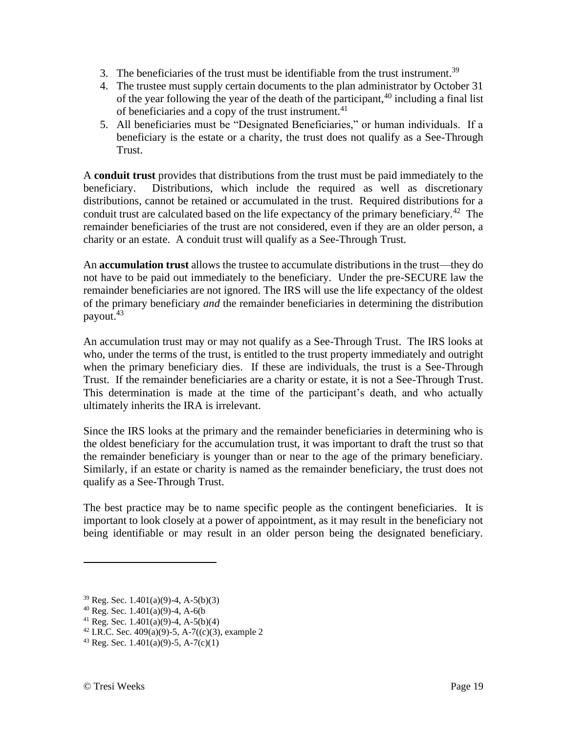3. The beneficiaries of the trust must be identifiable from the trust instrument.[39]
4. The trustee must supply certain documents to the plan administrator by October 31 of the year following the year of the death of the participant,[40] including a final list of beneficiaries and a copy of the trust instrument.[41]
5. All beneficiaries must be "Designated Beneficiaries," or human individuals. If a beneficiary is the estate or a charity, the trust does not qualify as a See-Through Trust.

A **conduit trust** provides that distributions from the trust must be paid immediately to the beneficiary. Distributions, which include the required as well as discretionary distributions, cannot be retained or accumulated in the trust. Required distributions for a conduit trust are calculated based on the life expectancy of the primary beneficiary.[42] The remainder beneficiaries of the trust are not considered, even if they are an older person, a charity or an estate. A conduit trust will qualify as a See-Through Trust.

An **accumulation trust** allows the trustee to accumulate distributions in the trust—they do not have to be paid out immediately to the beneficiary. Under the pre-SECURE law the remainder beneficiaries are not ignored. The IRS will use the life expectancy of the oldest of the primary beneficiary *and* the remainder beneficiaries in determining the distribution payout.[43]

An accumulation trust may or may not qualify as a See-Through Trust. The IRS looks at who, under the terms of the trust, is entitled to the trust property immediately and outright when the primary beneficiary dies. If these are individuals, the trust is a See-Through Trust. If the remainder beneficiaries are a charity or estate, it is not a See-Through Trust. This determination is made at the time of the participant's death, and who actually ultimately inherits the IRA is irrelevant.

Since the IRS looks at the primary and the remainder beneficiaries in determining who is the oldest beneficiary for the accumulation trust, it was important to draft the trust so that the remainder beneficiary is younger than or near to the age of the primary beneficiary. Similarly, if an estate or charity is named as the remainder beneficiary, the trust does not qualify as a See-Through Trust.

The best practice may be to name specific people as the contingent beneficiaries. It is important to look closely at a power of appointment, as it may result in the beneficiary not being identifiable or may result in an older person being the designated beneficiary.

---

[39] Reg. Sec. 1.401(a)(9)-4, A-5(b)(3)
[40] Reg. Sec. 1.401(a)(9)-4, A-6(b
[41] Reg. Sec. 1.401(a)(9)-4, A-5(b)(4)
[42] I.R.C. Sec. 409(a)(9)-5, A-7((c)(3), example 2
[43] Reg. Sec. 1.401(a)(9)-5, A-7(c)(1)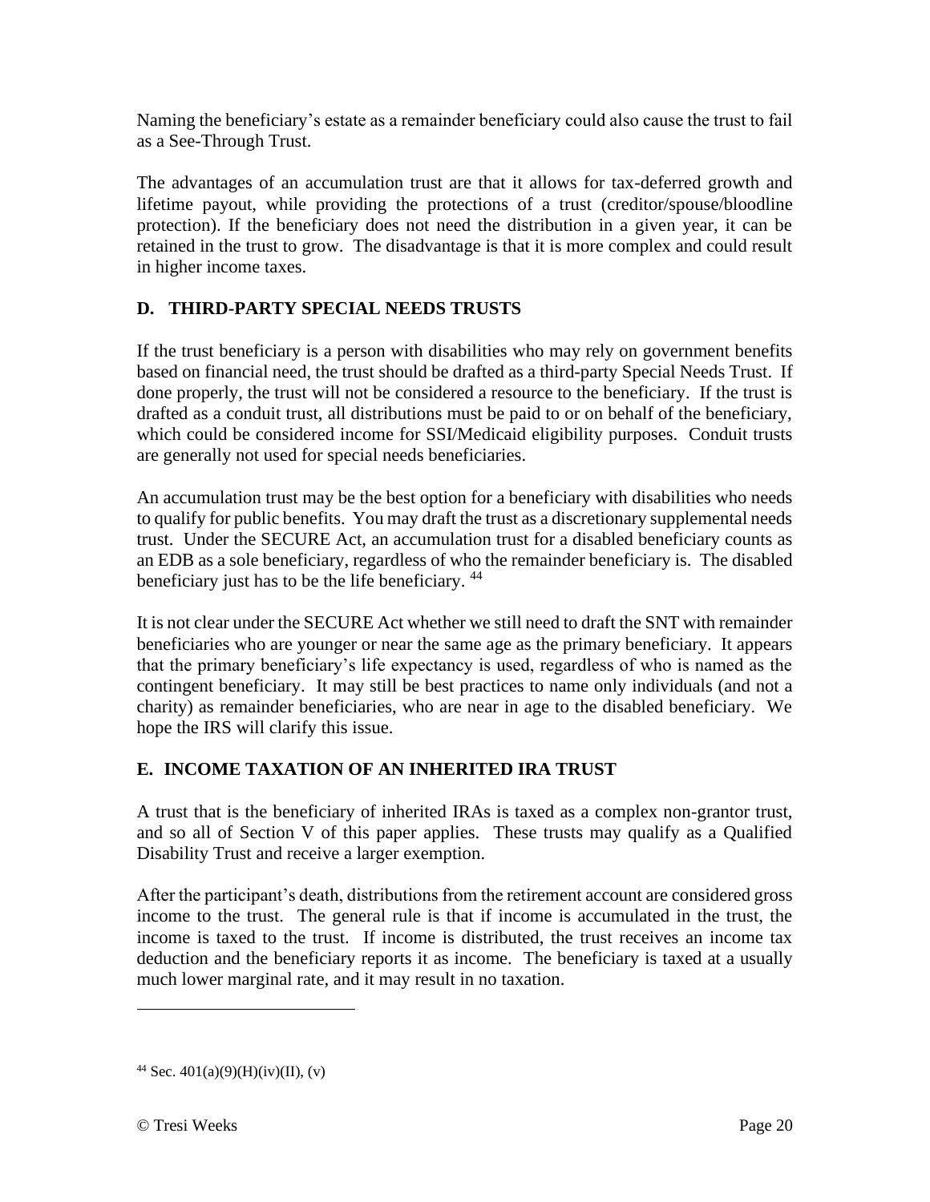Naming the beneficiary's estate as a remainder beneficiary could also cause the trust to fail as a See-Through Trust.

The advantages of an accumulation trust are that it allows for tax-deferred growth and lifetime payout, while providing the protections of a trust (creditor/spouse/bloodline protection). If the beneficiary does not need the distribution in a given year, it can be retained in the trust to grow. The disadvantage is that it is more complex and could result in higher income taxes.

## D. THIRD-PARTY SPECIAL NEEDS TRUSTS

If the trust beneficiary is a person with disabilities who may rely on government benefits based on financial need, the trust should be drafted as a third-party Special Needs Trust. If done properly, the trust will not be considered a resource to the beneficiary. If the trust is drafted as a conduit trust, all distributions must be paid to or on behalf of the beneficiary, which could be considered income for SSI/Medicaid eligibility purposes. Conduit trusts are generally not used for special needs beneficiaries.

An accumulation trust may be the best option for a beneficiary with disabilities who needs to qualify for public benefits. You may draft the trust as a discretionary supplemental needs trust. Under the SECURE Act, an accumulation trust for a disabled beneficiary counts as an EDB as a sole beneficiary, regardless of who the remainder beneficiary is. The disabled beneficiary just has to be the life beneficiary. [44]

It is not clear under the SECURE Act whether we still need to draft the SNT with remainder beneficiaries who are younger or near the same age as the primary beneficiary. It appears that the primary beneficiary's life expectancy is used, regardless of who is named as the contingent beneficiary. It may still be best practices to name only individuals (and not a charity) as remainder beneficiaries, who are near in age to the disabled beneficiary. We hope the IRS will clarify this issue.

## E. INCOME TAXATION OF AN INHERITED IRA TRUST

A trust that is the beneficiary of inherited IRAs is taxed as a complex non-grantor trust, and so all of Section V of this paper applies. These trusts may qualify as a Qualified Disability Trust and receive a larger exemption.

After the participant's death, distributions from the retirement account are considered gross income to the trust. The general rule is that if income is accumulated in the trust, the income is taxed to the trust. If income is distributed, the trust receives an income tax deduction and the beneficiary reports it as income. The beneficiary is taxed at a usually much lower marginal rate, and it may result in no taxation.

---

[44] Sec. 401(a)(9)(H)(iv)(II), (v)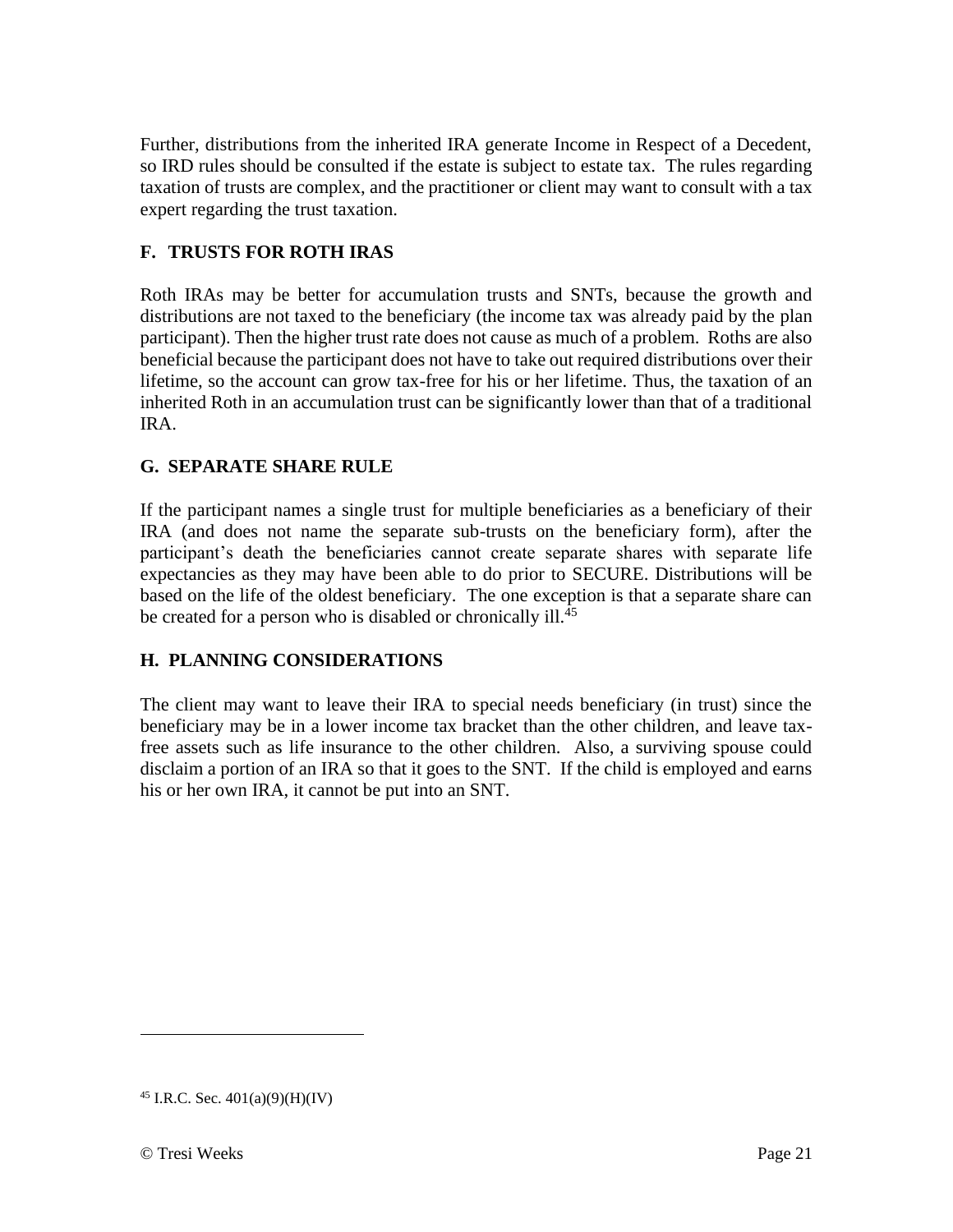Further, distributions from the inherited IRA generate Income in Respect of a Decedent, so IRD rules should be consulted if the estate is subject to estate tax. The rules regarding taxation of trusts are complex, and the practitioner or client may want to consult with a tax expert regarding the trust taxation.

### F. TRUSTS FOR ROTH IRAS

Roth IRAs may be better for accumulation trusts and SNTs, because the growth and distributions are not taxed to the beneficiary (the income tax was already paid by the plan participant). Then the higher trust rate does not cause as much of a problem. Roths are also beneficial because the participant does not have to take out required distributions over their lifetime, so the account can grow tax-free for his or her lifetime. Thus, the taxation of an inherited Roth in an accumulation trust can be significantly lower than that of a traditional IRA.

### G. SEPARATE SHARE RULE

If the participant names a single trust for multiple beneficiaries as a beneficiary of their IRA (and does not name the separate sub-trusts on the beneficiary form), after the participant's death the beneficiaries cannot create separate shares with separate life expectancies as they may have been able to do prior to SECURE. Distributions will be based on the life of the oldest beneficiary. The one exception is that a separate share can be created for a person who is disabled or chronically ill.[45]

### H. PLANNING CONSIDERATIONS

The client may want to leave their IRA to special needs beneficiary (in trust) since the beneficiary may be in a lower income tax bracket than the other children, and leave tax-free assets such as life insurance to the other children. Also, a surviving spouse could disclaim a portion of an IRA so that it goes to the SNT. If the child is employed and earns his or her own IRA, it cannot be put into an SNT.

---

[45] I.R.C. Sec. 401(a)(9)(H)(IV)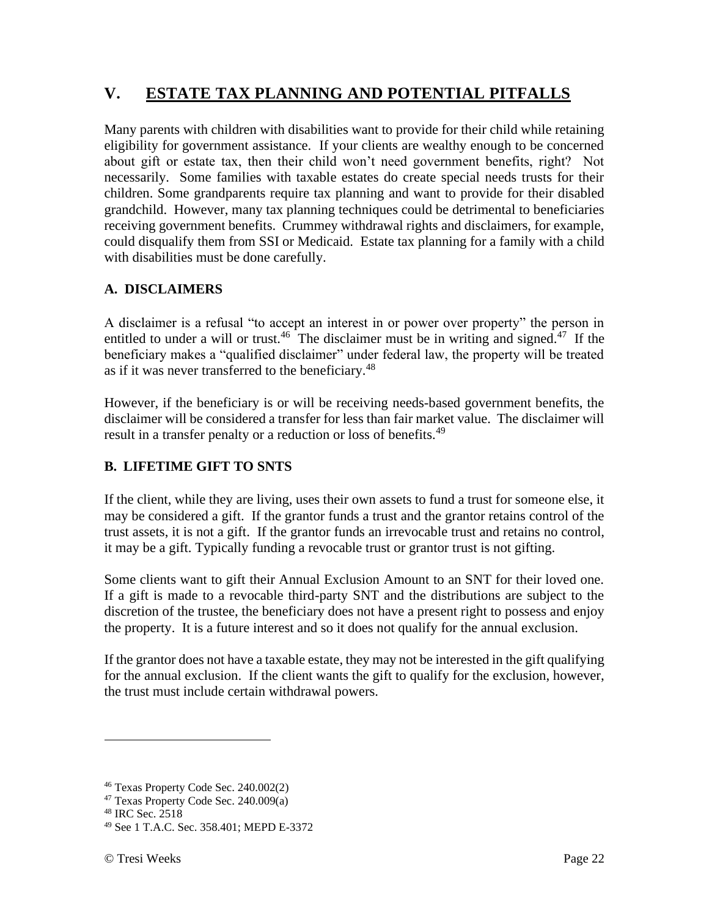## V. ESTATE TAX PLANNING AND POTENTIAL PITFALLS

Many parents with children with disabilities want to provide for their child while retaining eligibility for government assistance. If your clients are wealthy enough to be concerned about gift or estate tax, then their child won't need government benefits, right? Not necessarily. Some families with taxable estates do create special needs trusts for their children. Some grandparents require tax planning and want to provide for their disabled grandchild. However, many tax planning techniques could be detrimental to beneficiaries receiving government benefits. Crummey withdrawal rights and disclaimers, for example, could disqualify them from SSI or Medicaid. Estate tax planning for a family with a child with disabilities must be done carefully.

### A. DISCLAIMERS

A disclaimer is a refusal "to accept an interest in or power over property" the person in entitled to under a will or trust.[46] The disclaimer must be in writing and signed.[47] If the beneficiary makes a "qualified disclaimer" under federal law, the property will be treated as if it was never transferred to the beneficiary.[48]

However, if the beneficiary is or will be receiving needs-based government benefits, the disclaimer will be considered a transfer for less than fair market value. The disclaimer will result in a transfer penalty or a reduction or loss of benefits.[49]

### B. LIFETIME GIFT TO SNTS

If the client, while they are living, uses their own assets to fund a trust for someone else, it may be considered a gift. If the grantor funds a trust and the grantor retains control of the trust assets, it is not a gift. If the grantor funds an irrevocable trust and retains no control, it may be a gift. Typically funding a revocable trust or grantor trust is not gifting.

Some clients want to gift their Annual Exclusion Amount to an SNT for their loved one. If a gift is made to a revocable third-party SNT and the distributions are subject to the discretion of the trustee, the beneficiary does not have a present right to possess and enjoy the property. It is a future interest and so it does not qualify for the annual exclusion.

If the grantor does not have a taxable estate, they may not be interested in the gift qualifying for the annual exclusion. If the client wants the gift to qualify for the exclusion, however, the trust must include certain withdrawal powers.

---

[46] Texas Property Code Sec. 240.002(2)
[47] Texas Property Code Sec. 240.009(a)
[48] IRC Sec. 2518
[49] See 1 T.A.C. Sec. 358.401; MEPD E-3372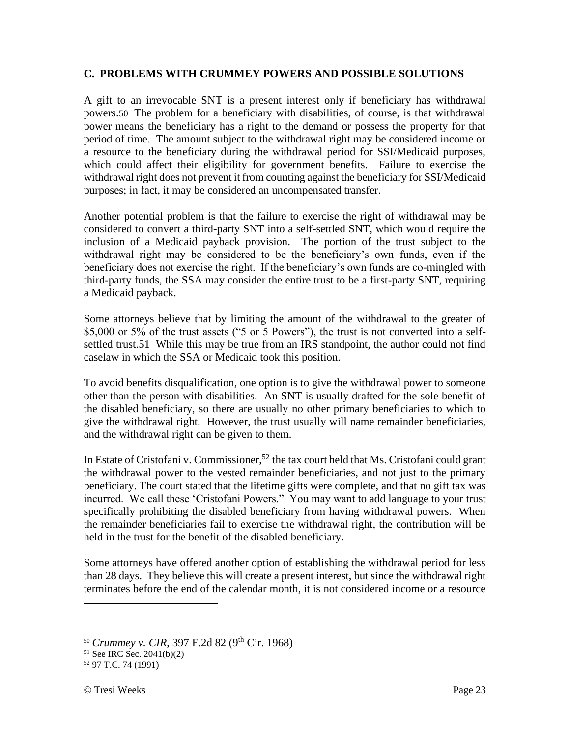### C. PROBLEMS WITH CRUMMEY POWERS AND POSSIBLE SOLUTIONS

A gift to an irrevocable SNT is a present interest only if beneficiary has withdrawal powers.[50] The problem for a beneficiary with disabilities, of course, is that withdrawal power means the beneficiary has a right to the demand or possess the property for that period of time. The amount subject to the withdrawal right may be considered income or a resource to the beneficiary during the withdrawal period for SSI/Medicaid purposes, which could affect their eligibility for government benefits. Failure to exercise the withdrawal right does not prevent it from counting against the beneficiary for SSI/Medicaid purposes; in fact, it may be considered an uncompensated transfer.

Another potential problem is that the failure to exercise the right of withdrawal may be considered to convert a third-party SNT into a self-settled SNT, which would require the inclusion of a Medicaid payback provision. The portion of the trust subject to the withdrawal right may be considered to be the beneficiary's own funds, even if the beneficiary does not exercise the right. If the beneficiary's own funds are co-mingled with third-party funds, the SSA may consider the entire trust to be a first-party SNT, requiring a Medicaid payback.

Some attorneys believe that by limiting the amount of the withdrawal to the greater of $5,000 or 5% of the trust assets ("5 or 5 Powers"), the trust is not converted into a self-settled trust.[51] While this may be true from an IRS standpoint, the author could not find caselaw in which the SSA or Medicaid took this position.

To avoid benefits disqualification, one option is to give the withdrawal power to someone other than the person with disabilities. An SNT is usually drafted for the sole benefit of the disabled beneficiary, so there are usually no other primary beneficiaries to which to give the withdrawal right. However, the trust usually will name remainder beneficiaries, and the withdrawal right can be given to them.

In Estate of Cristofani v. Commissioner,[52] the tax court held that Ms. Cristofani could grant the withdrawal power to the vested remainder beneficiaries, and not just to the primary beneficiary. The court stated that the lifetime gifts were complete, and that no gift tax was incurred. We call these 'Cristofani Powers." You may want to add language to your trust specifically prohibiting the disabled beneficiary from having withdrawal powers. When the remainder beneficiaries fail to exercise the withdrawal right, the contribution will be held in the trust for the benefit of the disabled beneficiary.

Some attorneys have offered another option of establishing the withdrawal period for less than 28 days. They believe this will create a present interest, but since the withdrawal right terminates before the end of the calendar month, it is not considered income or a resource

---

[50] *Crummey v. CIR*, 397 F.2d 82 (9th Cir. 1968)

[51] See IRC Sec. 2041(b)(2)

[52] 97 T.C. 74 (1991)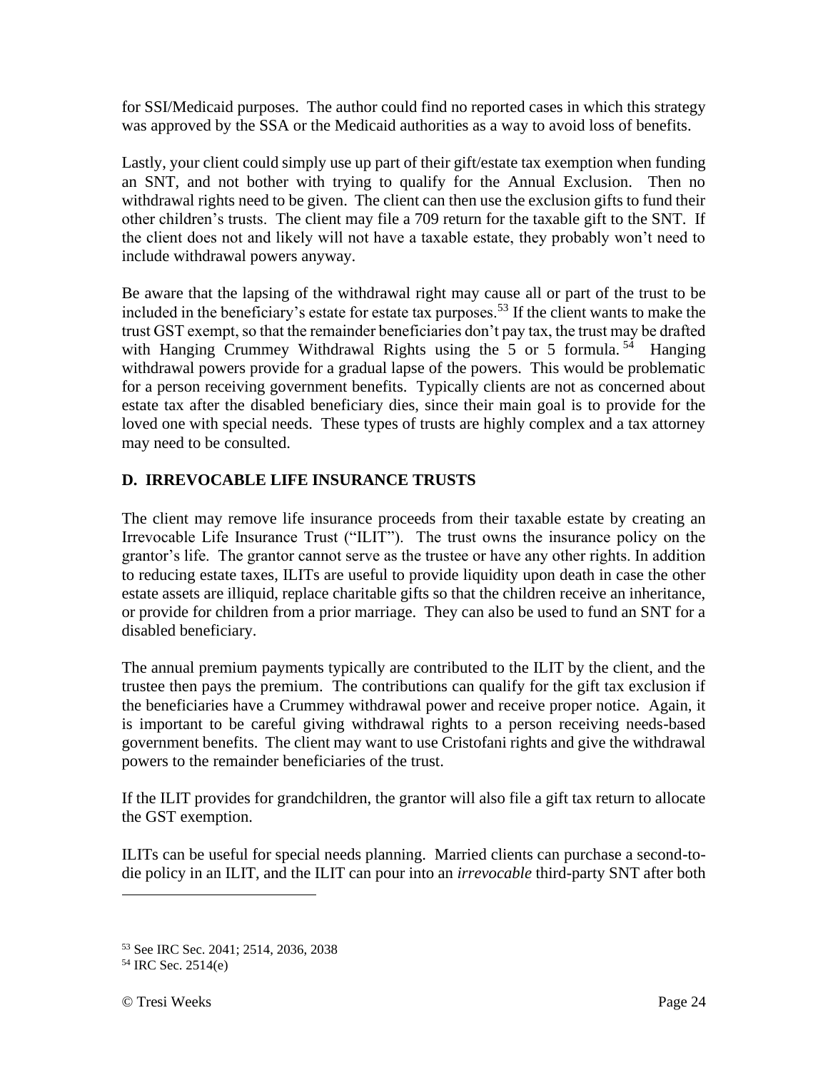for SSI/Medicaid purposes. The author could find no reported cases in which this strategy was approved by the SSA or the Medicaid authorities as a way to avoid loss of benefits.

Lastly, your client could simply use up part of their gift/estate tax exemption when funding an SNT, and not bother with trying to qualify for the Annual Exclusion. Then no withdrawal rights need to be given. The client can then use the exclusion gifts to fund their other children's trusts. The client may file a 709 return for the taxable gift to the SNT. If the client does not and likely will not have a taxable estate, they probably won't need to include withdrawal powers anyway.

Be aware that the lapsing of the withdrawal right may cause all or part of the trust to be included in the beneficiary's estate for estate tax purposes.[53] If the client wants to make the trust GST exempt, so that the remainder beneficiaries don't pay tax, the trust may be drafted with Hanging Crummey Withdrawal Rights using the 5 or 5 formula.[54] Hanging withdrawal powers provide for a gradual lapse of the powers. This would be problematic for a person receiving government benefits. Typically clients are not as concerned about estate tax after the disabled beneficiary dies, since their main goal is to provide for the loved one with special needs. These types of trusts are highly complex and a tax attorney may need to be consulted.

## D. IRREVOCABLE LIFE INSURANCE TRUSTS

The client may remove life insurance proceeds from their taxable estate by creating an Irrevocable Life Insurance Trust ("ILIT"). The trust owns the insurance policy on the grantor's life. The grantor cannot serve as the trustee or have any other rights. In addition to reducing estate taxes, ILITs are useful to provide liquidity upon death in case the other estate assets are illiquid, replace charitable gifts so that the children receive an inheritance, or provide for children from a prior marriage. They can also be used to fund an SNT for a disabled beneficiary.

The annual premium payments typically are contributed to the ILIT by the client, and the trustee then pays the premium. The contributions can qualify for the gift tax exclusion if the beneficiaries have a Crummey withdrawal power and receive proper notice. Again, it is important to be careful giving withdrawal rights to a person receiving needs-based government benefits. The client may want to use Cristofani rights and give the withdrawal powers to the remainder beneficiaries of the trust.

If the ILIT provides for grandchildren, the grantor will also file a gift tax return to allocate the GST exemption.

ILITs can be useful for special needs planning. Married clients can purchase a second-to-die policy in an ILIT, and the ILIT can pour into an *irrevocable* third-party SNT after both

---

[53] See IRC Sec. 2041; 2514, 2036, 2038

[54] IRC Sec. 2514(e)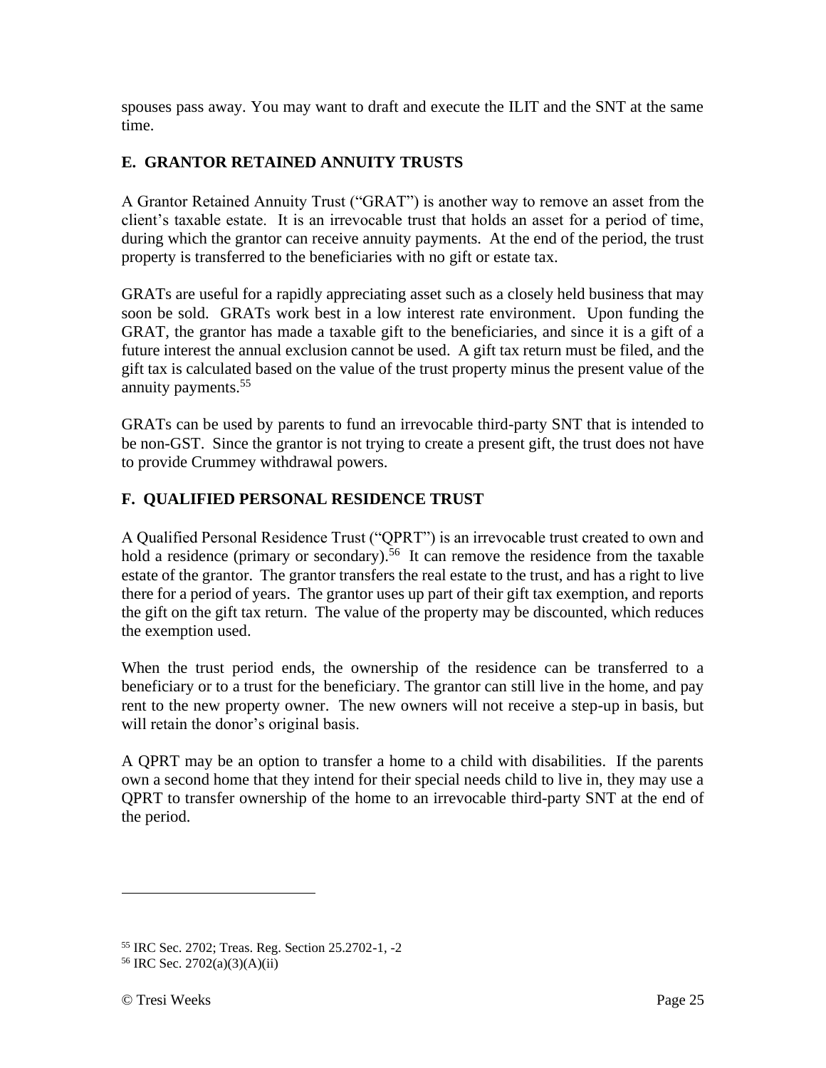spouses pass away. You may want to draft and execute the ILIT and the SNT at the same time.

## E. GRANTOR RETAINED ANNUITY TRUSTS

A Grantor Retained Annuity Trust ("GRAT") is another way to remove an asset from the client's taxable estate. It is an irrevocable trust that holds an asset for a period of time, during which the grantor can receive annuity payments. At the end of the period, the trust property is transferred to the beneficiaries with no gift or estate tax.

GRATs are useful for a rapidly appreciating asset such as a closely held business that may soon be sold. GRATs work best in a low interest rate environment. Upon funding the GRAT, the grantor has made a taxable gift to the beneficiaries, and since it is a gift of a future interest the annual exclusion cannot be used. A gift tax return must be filed, and the gift tax is calculated based on the value of the trust property minus the present value of the annuity payments.[55]

GRATs can be used by parents to fund an irrevocable third-party SNT that is intended to be non-GST. Since the grantor is not trying to create a present gift, the trust does not have to provide Crummey withdrawal powers.

## F. QUALIFIED PERSONAL RESIDENCE TRUST

A Qualified Personal Residence Trust ("QPRT") is an irrevocable trust created to own and hold a residence (primary or secondary).[56] It can remove the residence from the taxable estate of the grantor. The grantor transfers the real estate to the trust, and has a right to live there for a period of years. The grantor uses up part of their gift tax exemption, and reports the gift on the gift tax return. The value of the property may be discounted, which reduces the exemption used.

When the trust period ends, the ownership of the residence can be transferred to a beneficiary or to a trust for the beneficiary. The grantor can still live in the home, and pay rent to the new property owner. The new owners will not receive a step-up in basis, but will retain the donor's original basis.

A QPRT may be an option to transfer a home to a child with disabilities. If the parents own a second home that they intend for their special needs child to live in, they may use a QPRT to transfer ownership of the home to an irrevocable third-party SNT at the end of the period.

---

[55] IRC Sec. 2702; Treas. Reg. Section 25.2702-1, -2

[56] IRC Sec. 2702(a)(3)(A)(ii)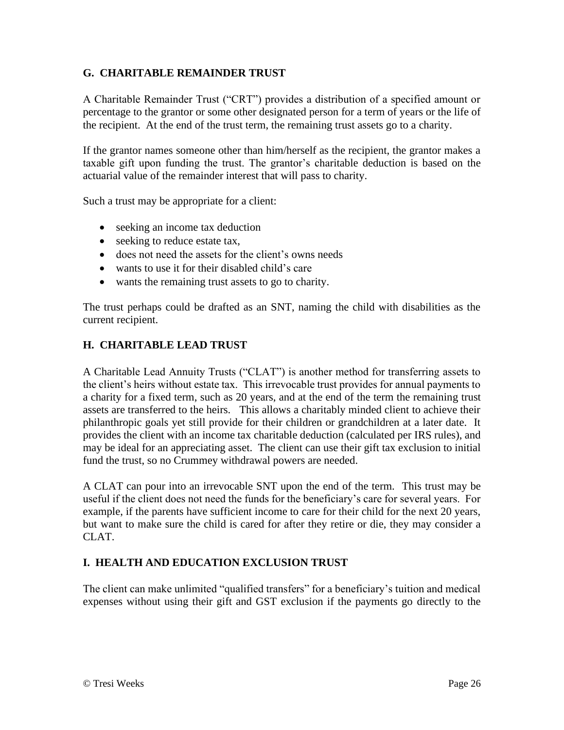## G. CHARITABLE REMAINDER TRUST

A Charitable Remainder Trust ("CRT") provides a distribution of a specified amount or percentage to the grantor or some other designated person for a term of years or the life of the recipient. At the end of the trust term, the remaining trust assets go to a charity.

If the grantor names someone other than him/herself as the recipient, the grantor makes a taxable gift upon funding the trust. The grantor's charitable deduction is based on the actuarial value of the remainder interest that will pass to charity.

Such a trust may be appropriate for a client:

- seeking an income tax deduction
- seeking to reduce estate tax,
- does not need the assets for the client's owns needs
- wants to use it for their disabled child's care
- wants the remaining trust assets to go to charity.

The trust perhaps could be drafted as an SNT, naming the child with disabilities as the current recipient.

## H. CHARITABLE LEAD TRUST

A Charitable Lead Annuity Trusts ("CLAT") is another method for transferring assets to the client's heirs without estate tax. This irrevocable trust provides for annual payments to a charity for a fixed term, such as 20 years, and at the end of the term the remaining trust assets are transferred to the heirs. This allows a charitably minded client to achieve their philanthropic goals yet still provide for their children or grandchildren at a later date. It provides the client with an income tax charitable deduction (calculated per IRS rules), and may be ideal for an appreciating asset. The client can use their gift tax exclusion to initial fund the trust, so no Crummey withdrawal powers are needed.

A CLAT can pour into an irrevocable SNT upon the end of the term. This trust may be useful if the client does not need the funds for the beneficiary's care for several years. For example, if the parents have sufficient income to care for their child for the next 20 years, but want to make sure the child is cared for after they retire or die, they may consider a CLAT.

## I. HEALTH AND EDUCATION EXCLUSION TRUST

The client can make unlimited "qualified transfers" for a beneficiary's tuition and medical expenses without using their gift and GST exclusion if the payments go directly to the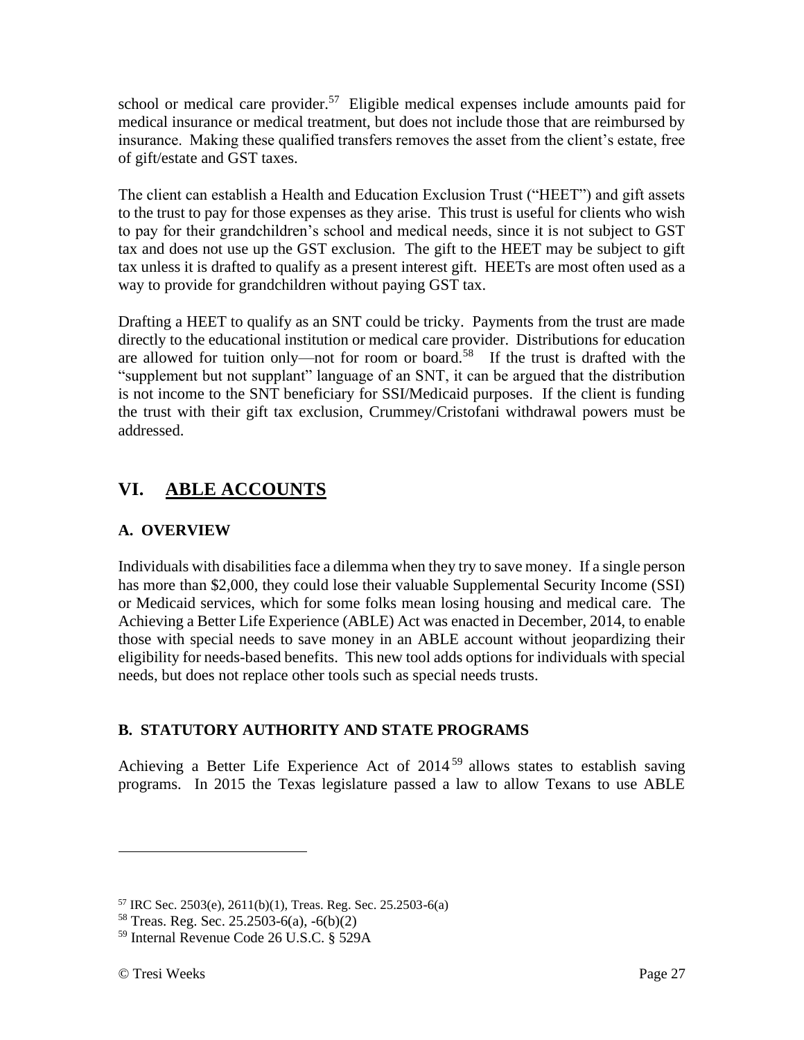school or medical care provider.[57] Eligible medical expenses include amounts paid for medical insurance or medical treatment, but does not include those that are reimbursed by insurance. Making these qualified transfers removes the asset from the client's estate, free of gift/estate and GST taxes.

The client can establish a Health and Education Exclusion Trust ("HEET") and gift assets to the trust to pay for those expenses as they arise. This trust is useful for clients who wish to pay for their grandchildren's school and medical needs, since it is not subject to GST tax and does not use up the GST exclusion. The gift to the HEET may be subject to gift tax unless it is drafted to qualify as a present interest gift. HEETs are most often used as a way to provide for grandchildren without paying GST tax.

Drafting a HEET to qualify as an SNT could be tricky. Payments from the trust are made directly to the educational institution or medical care provider. Distributions for education are allowed for tuition only—not for room or board.[58] If the trust is drafted with the "supplement but not supplant" language of an SNT, it can be argued that the distribution is not income to the SNT beneficiary for SSI/Medicaid purposes. If the client is funding the trust with their gift tax exclusion, Crummey/Cristofani withdrawal powers must be addressed.

# VI. ABLE ACCOUNTS

## A. OVERVIEW

Individuals with disabilities face a dilemma when they try to save money. If a single person has more than $2,000, they could lose their valuable Supplemental Security Income (SSI) or Medicaid services, which for some folks mean losing housing and medical care. The Achieving a Better Life Experience (ABLE) Act was enacted in December, 2014, to enable those with special needs to save money in an ABLE account without jeopardizing their eligibility for needs-based benefits. This new tool adds options for individuals with special needs, but does not replace other tools such as special needs trusts.

## B. STATUTORY AUTHORITY AND STATE PROGRAMS

Achieving a Better Life Experience Act of 2014[59] allows states to establish saving programs. In 2015 the Texas legislature passed a law to allow Texans to use ABLE

---

[57] IRC Sec. 2503(e), 2611(b)(1), Treas. Reg. Sec. 25.2503-6(a)

[58] Treas. Reg. Sec. 25.2503-6(a), -6(b)(2)

[59] Internal Revenue Code 26 U.S.C. § 529A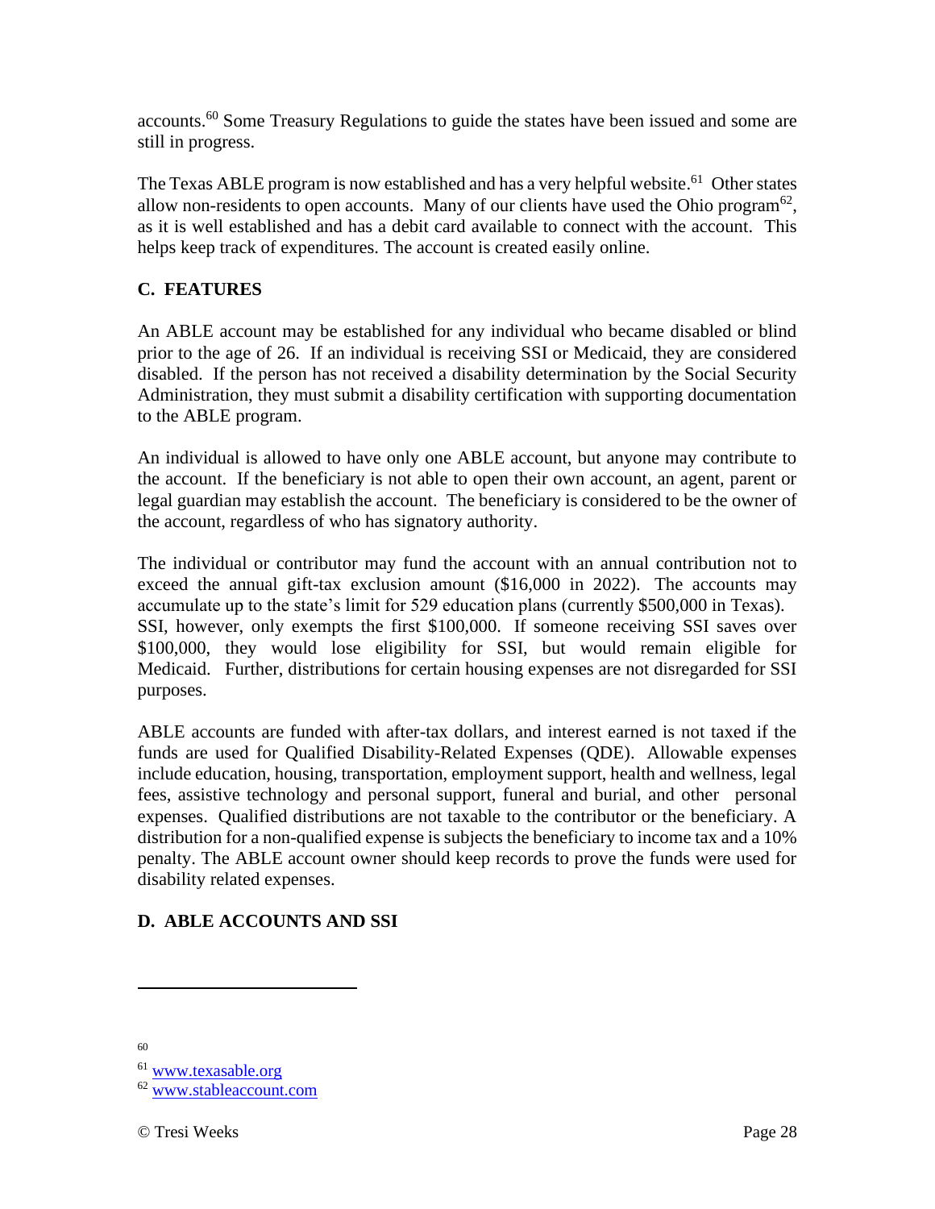accounts.[60] Some Treasury Regulations to guide the states have been issued and some are still in progress.

The Texas ABLE program is now established and has a very helpful website.[61] Other states allow non-residents to open accounts. Many of our clients have used the Ohio program[62], as it is well established and has a debit card available to connect with the account. This helps keep track of expenditures. The account is created easily online.

## C. FEATURES

An ABLE account may be established for any individual who became disabled or blind prior to the age of 26. If an individual is receiving SSI or Medicaid, they are considered disabled. If the person has not received a disability determination by the Social Security Administration, they must submit a disability certification with supporting documentation to the ABLE program.

An individual is allowed to have only one ABLE account, but anyone may contribute to the account. If the beneficiary is not able to open their own account, an agent, parent or legal guardian may establish the account. The beneficiary is considered to be the owner of the account, regardless of who has signatory authority.

The individual or contributor may fund the account with an annual contribution not to exceed the annual gift-tax exclusion amount ($16,000 in 2022). The accounts may accumulate up to the state's limit for 529 education plans (currently $500,000 in Texas). SSI, however, only exempts the first $100,000. If someone receiving SSI saves over $100,000, they would lose eligibility for SSI, but would remain eligible for Medicaid. Further, distributions for certain housing expenses are not disregarded for SSI purposes.

ABLE accounts are funded with after-tax dollars, and interest earned is not taxed if the funds are used for Qualified Disability-Related Expenses (QDE). Allowable expenses include education, housing, transportation, employment support, health and wellness, legal fees, assistive technology and personal support, funeral and burial, and other personal expenses. Qualified distributions are not taxable to the contributor or the beneficiary. A distribution for a non-qualified expense is subjects the beneficiary to income tax and a 10% penalty. The ABLE account owner should keep records to prove the funds were used for disability related expenses.

## D. ABLE ACCOUNTS AND SSI

---

[60]

[61] www.texasable.org

[62] www.stableaccount.com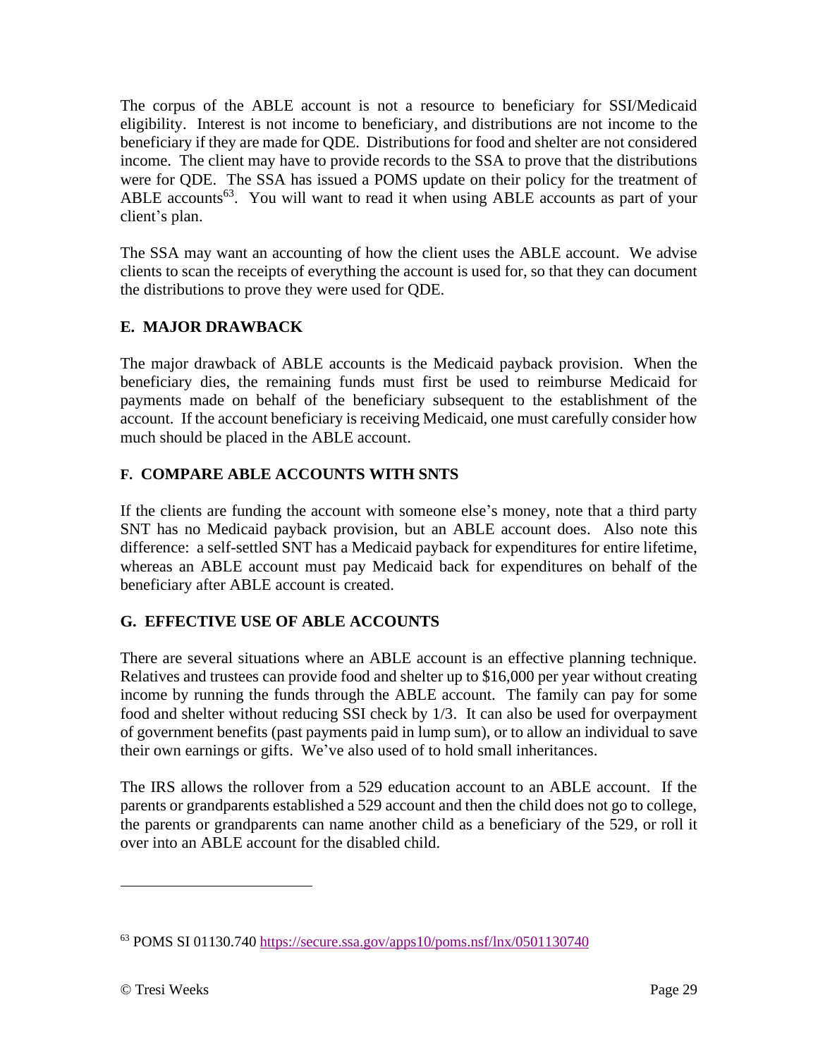The corpus of the ABLE account is not a resource to beneficiary for SSI/Medicaid eligibility. Interest is not income to beneficiary, and distributions are not income to the beneficiary if they are made for QDE. Distributions for food and shelter are not considered income. The client may have to provide records to the SSA to prove that the distributions were for QDE. The SSA has issued a POMS update on their policy for the treatment of ABLE accounts[63]. You will want to read it when using ABLE accounts as part of your client's plan.

The SSA may want an accounting of how the client uses the ABLE account. We advise clients to scan the receipts of everything the account is used for, so that they can document the distributions to prove they were used for QDE.

## E. MAJOR DRAWBACK

The major drawback of ABLE accounts is the Medicaid payback provision. When the beneficiary dies, the remaining funds must first be used to reimburse Medicaid for payments made on behalf of the beneficiary subsequent to the establishment of the account. If the account beneficiary is receiving Medicaid, one must carefully consider how much should be placed in the ABLE account.

## F. COMPARE ABLE ACCOUNTS WITH SNTS

If the clients are funding the account with someone else's money, note that a third party SNT has no Medicaid payback provision, but an ABLE account does. Also note this difference: a self-settled SNT has a Medicaid payback for expenditures for entire lifetime, whereas an ABLE account must pay Medicaid back for expenditures on behalf of the beneficiary after ABLE account is created.

## G. EFFECTIVE USE OF ABLE ACCOUNTS

There are several situations where an ABLE account is an effective planning technique. Relatives and trustees can provide food and shelter up to $16,000 per year without creating income by running the funds through the ABLE account. The family can pay for some food and shelter without reducing SSI check by 1/3. It can also be used for overpayment of government benefits (past payments paid in lump sum), or to allow an individual to save their own earnings or gifts. We've also used of to hold small inheritances.

The IRS allows the rollover from a 529 education account to an ABLE account. If the parents or grandparents established a 529 account and then the child does not go to college, the parents or grandparents can name another child as a beneficiary of the 529, or roll it over into an ABLE account for the disabled child.

---

[63] POMS SI 01130.740 https://secure.ssa.gov/apps10/poms.nsf/lnx/0501130740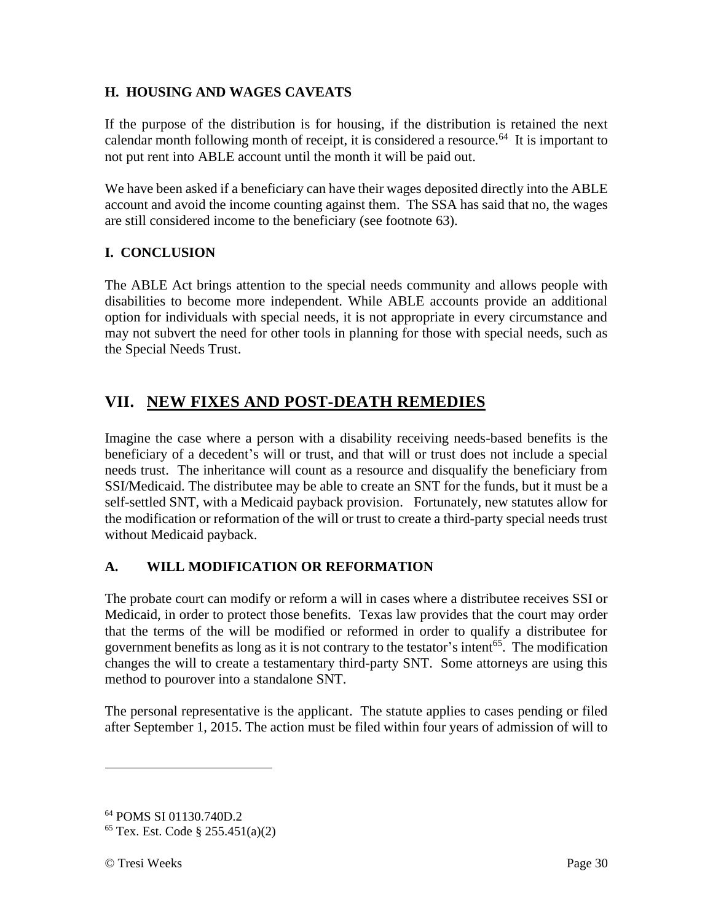### H. HOUSING AND WAGES CAVEATS

If the purpose of the distribution is for housing, if the distribution is retained the next calendar month following month of receipt, it is considered a resource.[64] It is important to not put rent into ABLE account until the month it will be paid out.

We have been asked if a beneficiary can have their wages deposited directly into the ABLE account and avoid the income counting against them. The SSA has said that no, the wages are still considered income to the beneficiary (see footnote 63).

### I. CONCLUSION

The ABLE Act brings attention to the special needs community and allows people with disabilities to become more independent. While ABLE accounts provide an additional option for individuals with special needs, it is not appropriate in every circumstance and may not subvert the need for other tools in planning for those with special needs, such as the Special Needs Trust.

## VII. NEW FIXES AND POST-DEATH REMEDIES

Imagine the case where a person with a disability receiving needs-based benefits is the beneficiary of a decedent's will or trust, and that will or trust does not include a special needs trust. The inheritance will count as a resource and disqualify the beneficiary from SSI/Medicaid. The distributee may be able to create an SNT for the funds, but it must be a self-settled SNT, with a Medicaid payback provision. Fortunately, new statutes allow for the modification or reformation of the will or trust to create a third-party special needs trust without Medicaid payback.

### A. WILL MODIFICATION OR REFORMATION

The probate court can modify or reform a will in cases where a distributee receives SSI or Medicaid, in order to protect those benefits. Texas law provides that the court may order that the terms of the will be modified or reformed in order to qualify a distributee for government benefits as long as it is not contrary to the testator's intent[65]. The modification changes the will to create a testamentary third-party SNT. Some attorneys are using this method to pourover into a standalone SNT.

The personal representative is the applicant. The statute applies to cases pending or filed after September 1, 2015. The action must be filed within four years of admission of will to

---

[64] POMS SI 01130.740D.2

[65] Tex. Est. Code § 255.451(a)(2)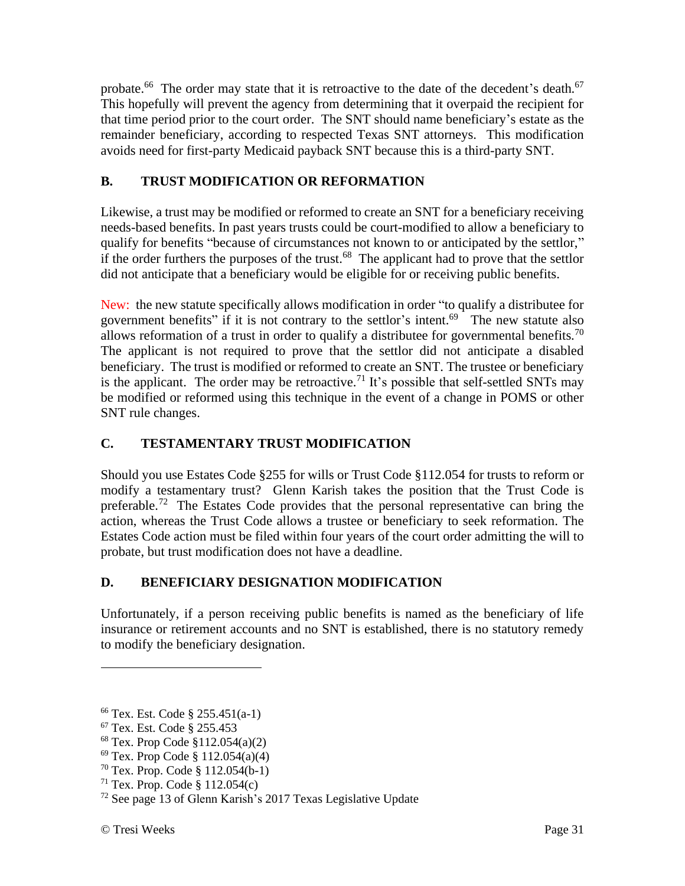probate.[66] The order may state that it is retroactive to the date of the decedent's death.[67] This hopefully will prevent the agency from determining that it overpaid the recipient for that time period prior to the court order. The SNT should name beneficiary's estate as the remainder beneficiary, according to respected Texas SNT attorneys. This modification avoids need for first-party Medicaid payback SNT because this is a third-party SNT.

## B. TRUST MODIFICATION OR REFORMATION

Likewise, a trust may be modified or reformed to create an SNT for a beneficiary receiving needs-based benefits. In past years trusts could be court-modified to allow a beneficiary to qualify for benefits "because of circumstances not known to or anticipated by the settlor," if the order furthers the purposes of the trust.[68] The applicant had to prove that the settlor did not anticipate that a beneficiary would be eligible for or receiving public benefits.

New: the new statute specifically allows modification in order "to qualify a distributee for government benefits" if it is not contrary to the settlor's intent.[69] The new statute also allows reformation of a trust in order to qualify a distributee for governmental benefits.[70] The applicant is not required to prove that the settlor did not anticipate a disabled beneficiary. The trust is modified or reformed to create an SNT. The trustee or beneficiary is the applicant. The order may be retroactive.[71] It's possible that self-settled SNTs may be modified or reformed using this technique in the event of a change in POMS or other SNT rule changes.

## C. TESTAMENTARY TRUST MODIFICATION

Should you use Estates Code §255 for wills or Trust Code §112.054 for trusts to reform or modify a testamentary trust? Glenn Karish takes the position that the Trust Code is preferable.[72] The Estates Code provides that the personal representative can bring the action, whereas the Trust Code allows a trustee or beneficiary to seek reformation. The Estates Code action must be filed within four years of the court order admitting the will to probate, but trust modification does not have a deadline.

## D. BENEFICIARY DESIGNATION MODIFICATION

Unfortunately, if a person receiving public benefits is named as the beneficiary of life insurance or retirement accounts and no SNT is established, there is no statutory remedy to modify the beneficiary designation.

---

[66] Tex. Est. Code § 255.451(a-1)
[67] Tex. Est. Code § 255.453
[68] Tex. Prop Code §112.054(a)(2)
[69] Tex. Prop Code § 112.054(a)(4)
[70] Tex. Prop. Code § 112.054(b-1)
[71] Tex. Prop. Code § 112.054(c)
[72] See page 13 of Glenn Karish's 2017 Texas Legislative Update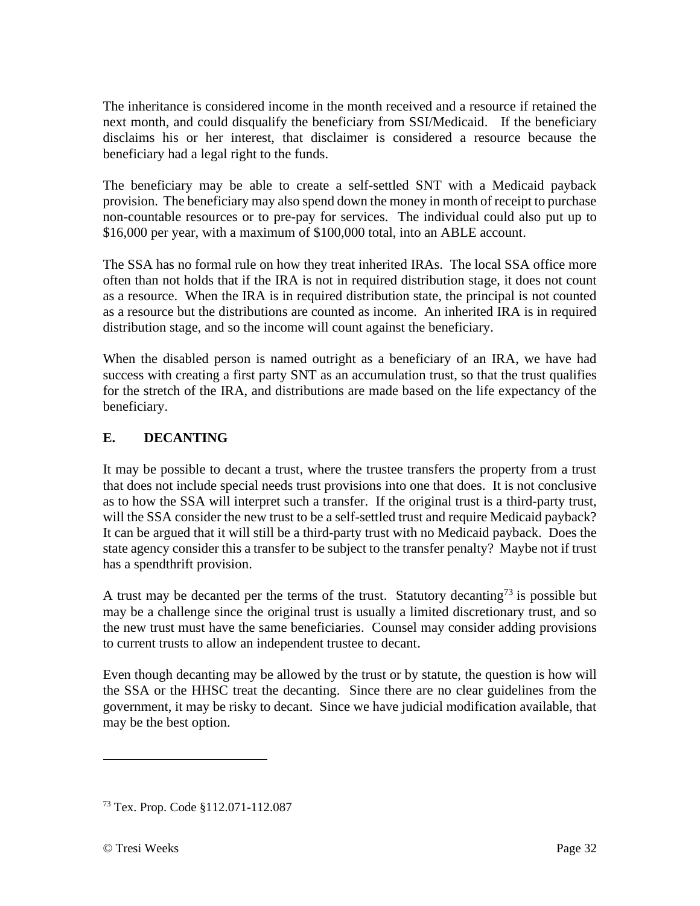The inheritance is considered income in the month received and a resource if retained the next month, and could disqualify the beneficiary from SSI/Medicaid. If the beneficiary disclaims his or her interest, that disclaimer is considered a resource because the beneficiary had a legal right to the funds.

The beneficiary may be able to create a self-settled SNT with a Medicaid payback provision. The beneficiary may also spend down the money in month of receipt to purchase non-countable resources or to pre-pay for services. The individual could also put up to $16,000 per year, with a maximum of $100,000 total, into an ABLE account.

The SSA has no formal rule on how they treat inherited IRAs. The local SSA office more often than not holds that if the IRA is not in required distribution stage, it does not count as a resource. When the IRA is in required distribution state, the principal is not counted as a resource but the distributions are counted as income. An inherited IRA is in required distribution stage, and so the income will count against the beneficiary.

When the disabled person is named outright as a beneficiary of an IRA, we have had success with creating a first party SNT as an accumulation trust, so that the trust qualifies for the stretch of the IRA, and distributions are made based on the life expectancy of the beneficiary.

## E. DECANTING

It may be possible to decant a trust, where the trustee transfers the property from a trust that does not include special needs trust provisions into one that does. It is not conclusive as to how the SSA will interpret such a transfer. If the original trust is a third-party trust, will the SSA consider the new trust to be a self-settled trust and require Medicaid payback? It can be argued that it will still be a third-party trust with no Medicaid payback. Does the state agency consider this a transfer to be subject to the transfer penalty? Maybe not if trust has a spendthrift provision.

A trust may be decanted per the terms of the trust. Statutory decanting[73] is possible but may be a challenge since the original trust is usually a limited discretionary trust, and so the new trust must have the same beneficiaries. Counsel may consider adding provisions to current trusts to allow an independent trustee to decant.

Even though decanting may be allowed by the trust or by statute, the question is how will the SSA or the HHSC treat the decanting. Since there are no clear guidelines from the government, it may be risky to decant. Since we have judicial modification available, that may be the best option.

[73] Tex. Prop. Code §112.071-112.087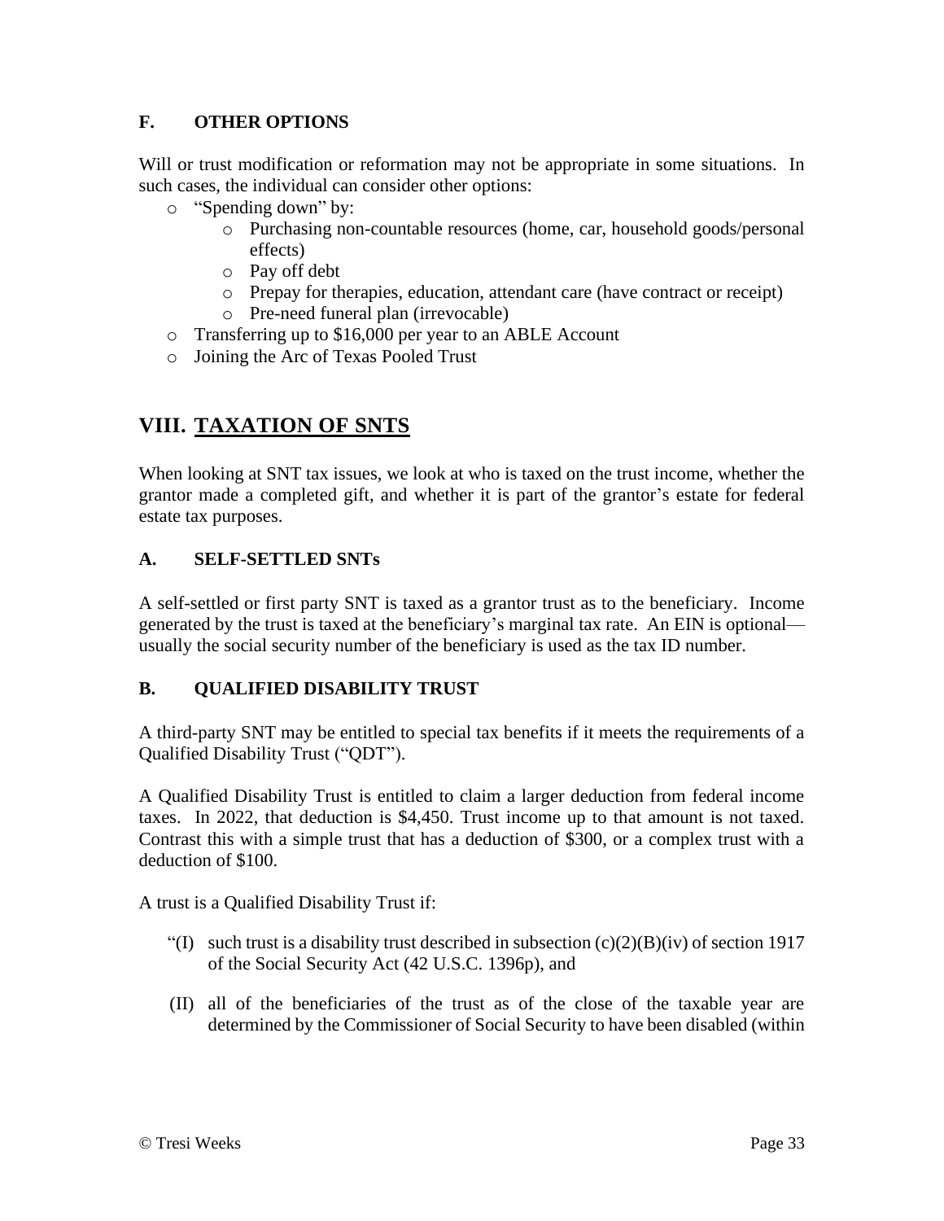### F. OTHER OPTIONS

Will or trust modification or reformation may not be appropriate in some situations. In such cases, the individual can consider other options:

- "Spending down" by:
  - Purchasing non-countable resources (home, car, household goods/personal effects)
  - Pay off debt
  - Prepay for therapies, education, attendant care (have contract or receipt)
  - Pre-need funeral plan (irrevocable)
- Transferring up to $16,000 per year to an ABLE Account
- Joining the Arc of Texas Pooled Trust

## VIII. TAXATION OF SNTS

When looking at SNT tax issues, we look at who is taxed on the trust income, whether the grantor made a completed gift, and whether it is part of the grantor's estate for federal estate tax purposes.

### A. SELF-SETTLED SNTs

A self-settled or first party SNT is taxed as a grantor trust as to the beneficiary. Income generated by the trust is taxed at the beneficiary's marginal tax rate. An EIN is optional—usually the social security number of the beneficiary is used as the tax ID number.

### B. QUALIFIED DISABILITY TRUST

A third-party SNT may be entitled to special tax benefits if it meets the requirements of a Qualified Disability Trust ("QDT").

A Qualified Disability Trust is entitled to claim a larger deduction from federal income taxes. In 2022, that deduction is $4,450. Trust income up to that amount is not taxed. Contrast this with a simple trust that has a deduction of $300, or a complex trust with a deduction of $100.

A trust is a Qualified Disability Trust if:

"(I) such trust is a disability trust described in subsection (c)(2)(B)(iv) of section 1917 of the Social Security Act (42 U.S.C. 1396p), and

(II) all of the beneficiaries of the trust as of the close of the taxable year are determined by the Commissioner of Social Security to have been disabled (within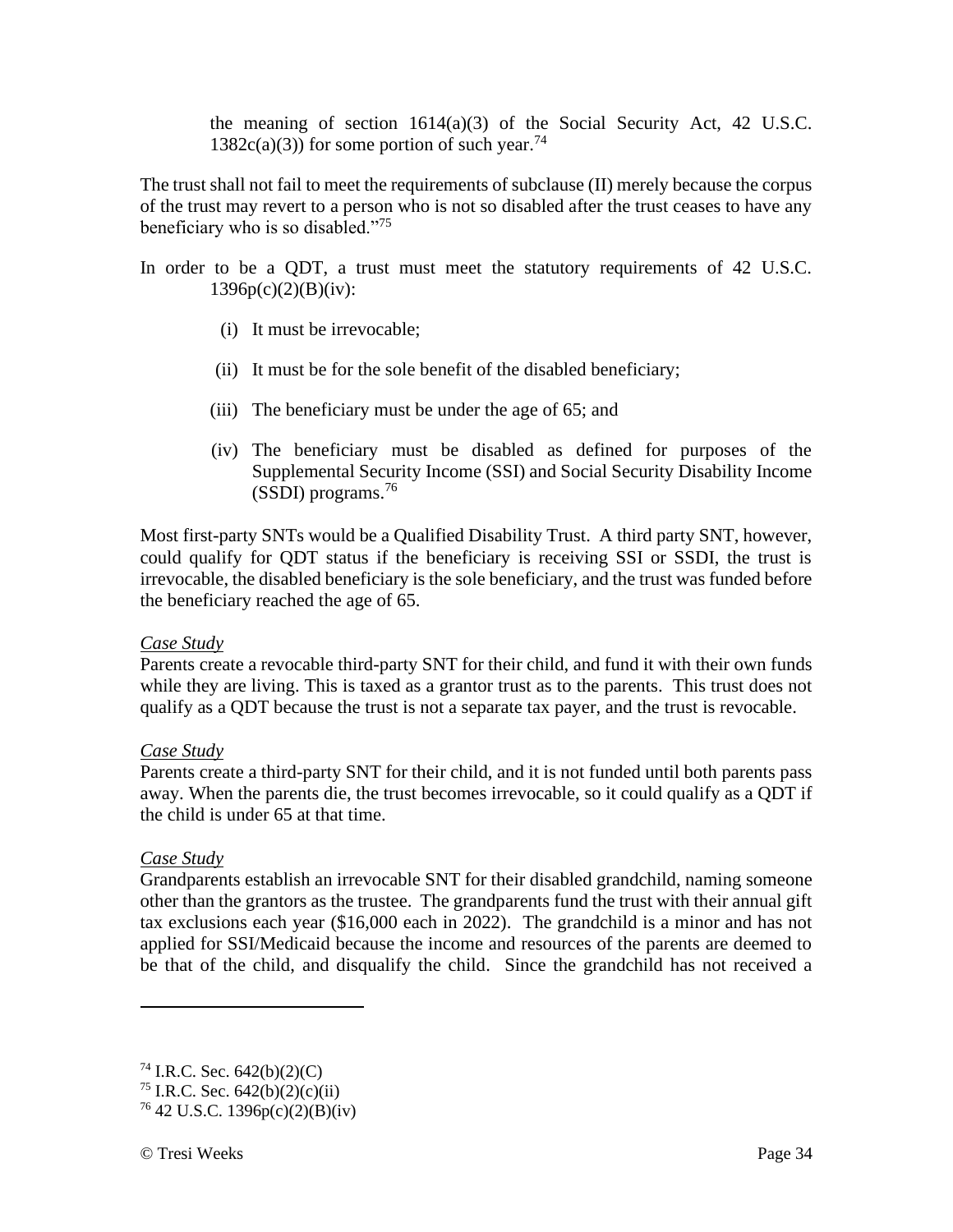> the meaning of section 1614(a)(3) of the Social Security Act, 42 U.S.C. 1382c(a)(3)) for some portion of such year.[74]

The trust shall not fail to meet the requirements of subclause (II) merely because the corpus of the trust may revert to a person who is not so disabled after the trust ceases to have any beneficiary who is so disabled."[75]

In order to be a QDT, a trust must meet the statutory requirements of 42 U.S.C. 1396p(c)(2)(B)(iv):

(i) It must be irrevocable;

(ii) It must be for the sole benefit of the disabled beneficiary;

(iii) The beneficiary must be under the age of 65; and

(iv) The beneficiary must be disabled as defined for purposes of the Supplemental Security Income (SSI) and Social Security Disability Income (SSDI) programs.[76]

Most first-party SNTs would be a Qualified Disability Trust. A third party SNT, however, could qualify for QDT status if the beneficiary is receiving SSI or SSDI, the trust is irrevocable, the disabled beneficiary is the sole beneficiary, and the trust was funded before the beneficiary reached the age of 65.

*Case Study*

Parents create a revocable third-party SNT for their child, and fund it with their own funds while they are living. This is taxed as a grantor trust as to the parents. This trust does not qualify as a QDT because the trust is not a separate tax payer, and the trust is revocable.

*Case Study*

Parents create a third-party SNT for their child, and it is not funded until both parents pass away. When the parents die, the trust becomes irrevocable, so it could qualify as a QDT if the child is under 65 at that time.

*Case Study*

Grandparents establish an irrevocable SNT for their disabled grandchild, naming someone other than the grantors as the trustee. The grandparents fund the trust with their annual gift tax exclusions each year ($16,000 each in 2022). The grandchild is a minor and has not applied for SSI/Medicaid because the income and resources of the parents are deemed to be that of the child, and disqualify the child. Since the grandchild has not received a

---

[74] I.R.C. Sec. 642(b)(2)(C)

[75] I.R.C. Sec. 642(b)(2)(c)(ii)

[76] 42 U.S.C. 1396p(c)(2)(B)(iv)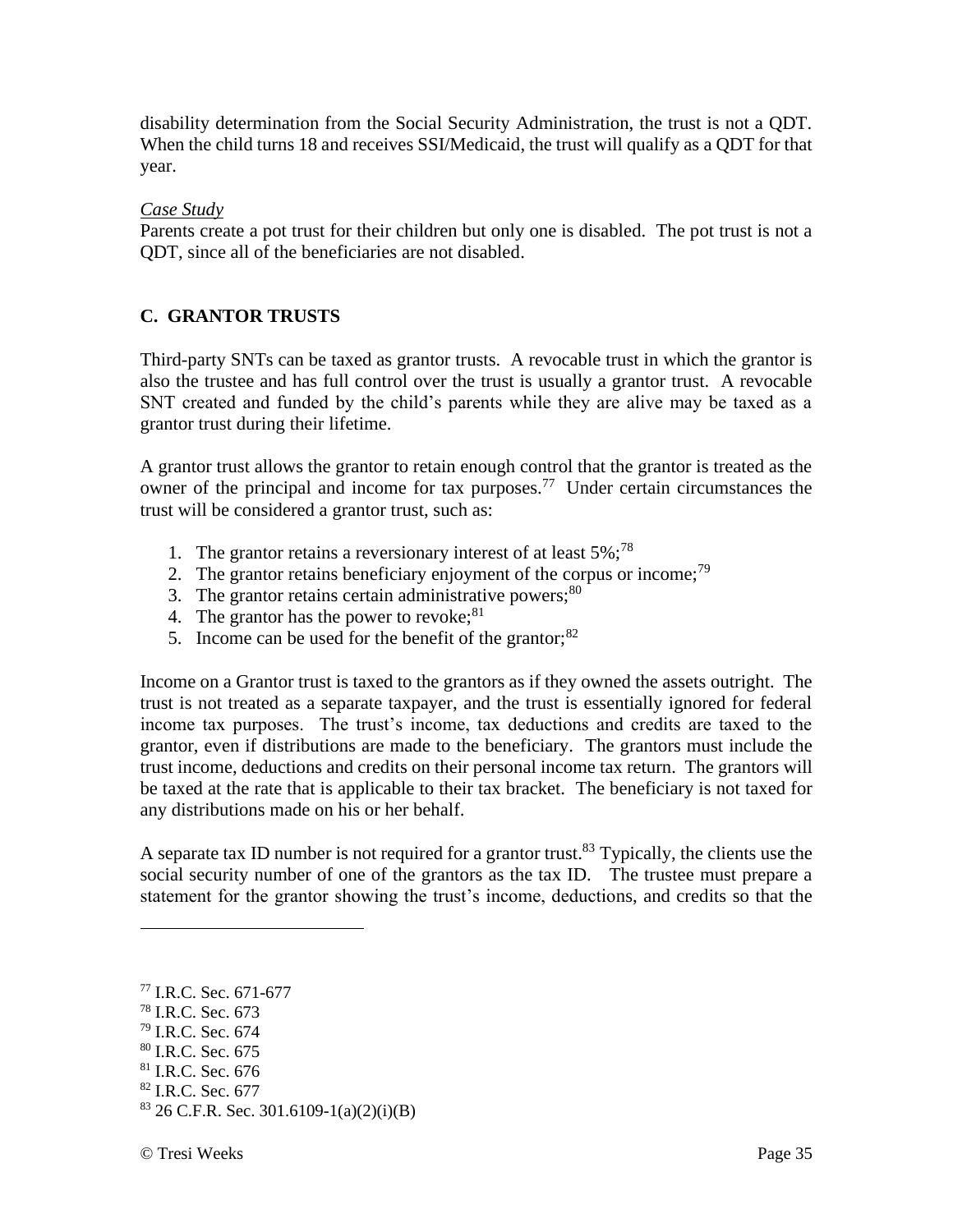disability determination from the Social Security Administration, the trust is not a QDT. When the child turns 18 and receives SSI/Medicaid, the trust will qualify as a QDT for that year.

*Case Study*

Parents create a pot trust for their children but only one is disabled. The pot trust is not a QDT, since all of the beneficiaries are not disabled.

## C. GRANTOR TRUSTS

Third-party SNTs can be taxed as grantor trusts. A revocable trust in which the grantor is also the trustee and has full control over the trust is usually a grantor trust. A revocable SNT created and funded by the child's parents while they are alive may be taxed as a grantor trust during their lifetime.

A grantor trust allows the grantor to retain enough control that the grantor is treated as the owner of the principal and income for tax purposes.[77] Under certain circumstances the trust will be considered a grantor trust, such as:

1. The grantor retains a reversionary interest of at least 5%;[78]
2. The grantor retains beneficiary enjoyment of the corpus or income;[79]
3. The grantor retains certain administrative powers;[80]
4. The grantor has the power to revoke;[81]
5. Income can be used for the benefit of the grantor;[82]

Income on a Grantor trust is taxed to the grantors as if they owned the assets outright. The trust is not treated as a separate taxpayer, and the trust is essentially ignored for federal income tax purposes. The trust's income, tax deductions and credits are taxed to the grantor, even if distributions are made to the beneficiary. The grantors must include the trust income, deductions and credits on their personal income tax return. The grantors will be taxed at the rate that is applicable to their tax bracket. The beneficiary is not taxed for any distributions made on his or her behalf.

A separate tax ID number is not required for a grantor trust.[83] Typically, the clients use the social security number of one of the grantors as the tax ID. The trustee must prepare a statement for the grantor showing the trust's income, deductions, and credits so that the

---

[77] I.R.C. Sec. 671-677
[78] I.R.C. Sec. 673
[79] I.R.C. Sec. 674
[80] I.R.C. Sec. 675
[81] I.R.C. Sec. 676
[82] I.R.C. Sec. 677
[83] 26 C.F.R. Sec. 301.6109-1(a)(2)(i)(B)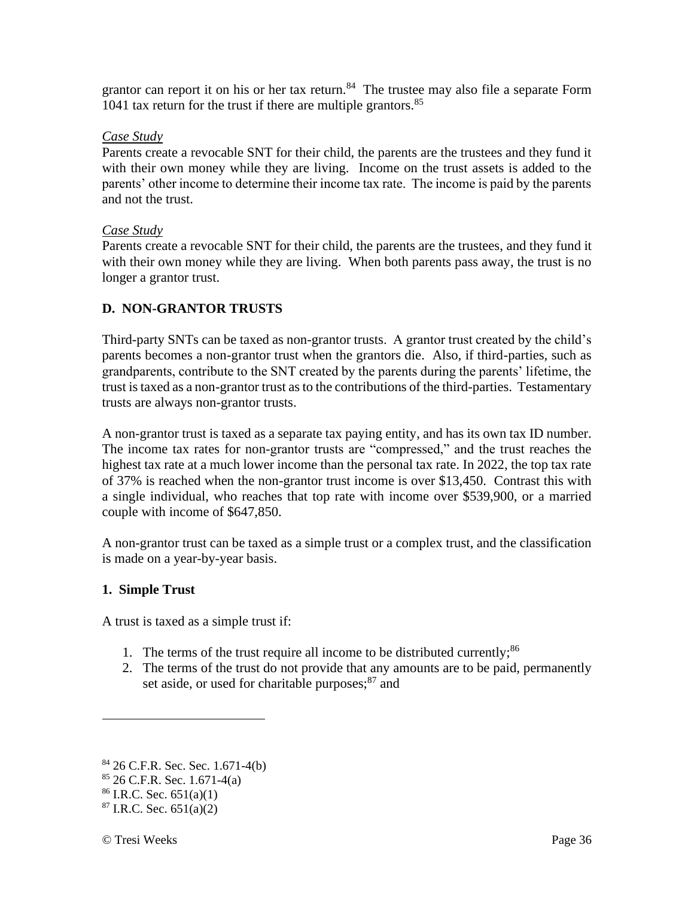grantor can report it on his or her tax return.[84] The trustee may also file a separate Form 1041 tax return for the trust if there are multiple grantors.[85]

*Case Study*

Parents create a revocable SNT for their child, the parents are the trustees and they fund it with their own money while they are living. Income on the trust assets is added to the parents' other income to determine their income tax rate. The income is paid by the parents and not the trust.

*Case Study*

Parents create a revocable SNT for their child, the parents are the trustees, and they fund it with their own money while they are living. When both parents pass away, the trust is no longer a grantor trust.

## D. NON-GRANTOR TRUSTS

Third-party SNTs can be taxed as non-grantor trusts. A grantor trust created by the child's parents becomes a non-grantor trust when the grantors die. Also, if third-parties, such as grandparents, contribute to the SNT created by the parents during the parents' lifetime, the trust is taxed as a non-grantor trust as to the contributions of the third-parties. Testamentary trusts are always non-grantor trusts.

A non-grantor trust is taxed as a separate tax paying entity, and has its own tax ID number. The income tax rates for non-grantor trusts are "compressed," and the trust reaches the highest tax rate at a much lower income than the personal tax rate. In 2022, the top tax rate of 37% is reached when the non-grantor trust income is over $13,450. Contrast this with a single individual, who reaches that top rate with income over $539,900, or a married couple with income of $647,850.

A non-grantor trust can be taxed as a simple trust or a complex trust, and the classification is made on a year-by-year basis.

### 1. Simple Trust

A trust is taxed as a simple trust if:

1. The terms of the trust require all income to be distributed currently;[86]
2. The terms of the trust do not provide that any amounts are to be paid, permanently set aside, or used for charitable purposes;[87] and

---

[84] 26 C.F.R. Sec. Sec. 1.671-4(b)

[85] 26 C.F.R. Sec. 1.671-4(a)

[86] I.R.C. Sec. 651(a)(1)

[87] I.R.C. Sec. 651(a)(2)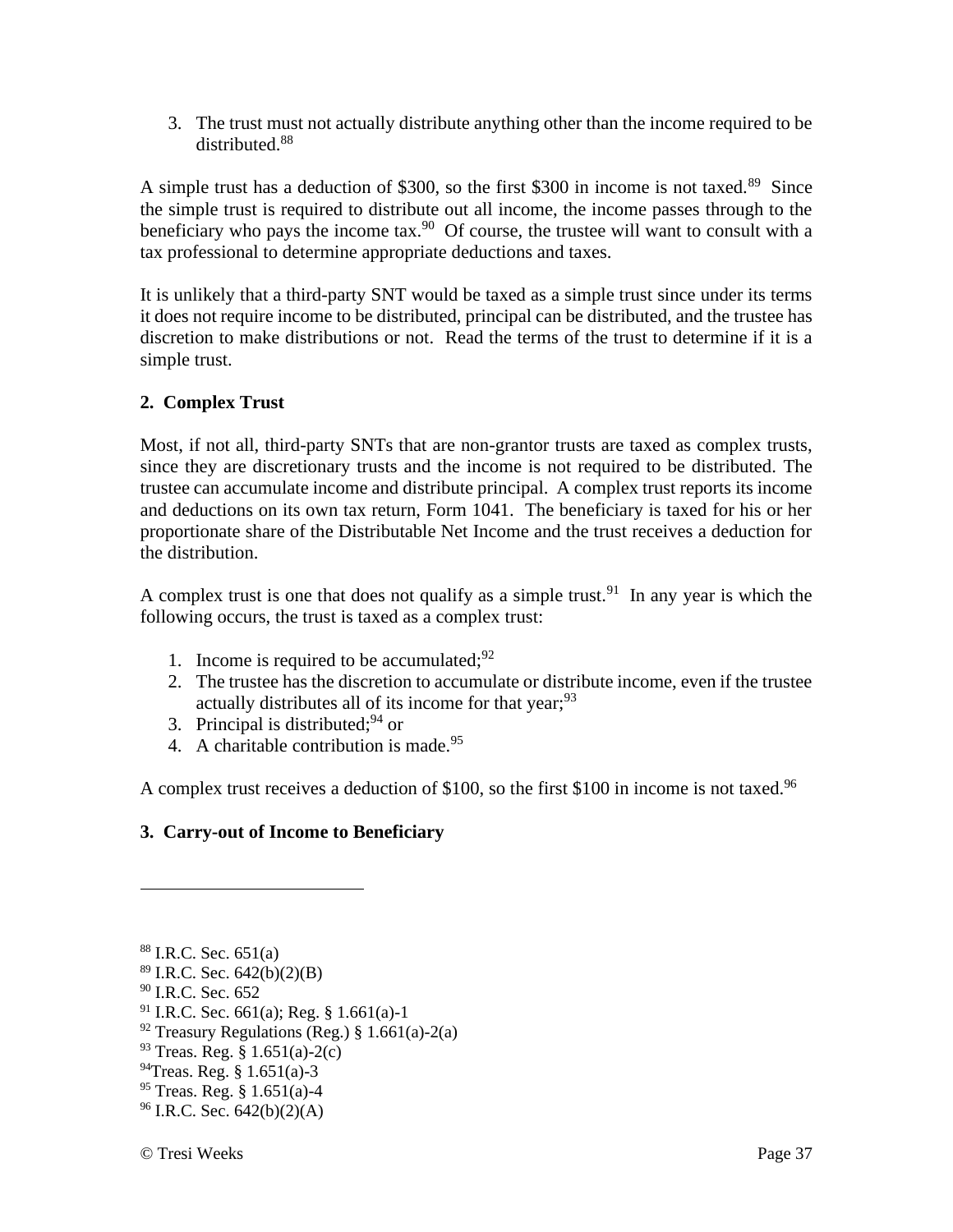3. The trust must not actually distribute anything other than the income required to be distributed.[88]

A simple trust has a deduction of $300, so the first $300 in income is not taxed.[89] Since the simple trust is required to distribute out all income, the income passes through to the beneficiary who pays the income tax.[90] Of course, the trustee will want to consult with a tax professional to determine appropriate deductions and taxes.

It is unlikely that a third-party SNT would be taxed as a simple trust since under its terms it does not require income to be distributed, principal can be distributed, and the trustee has discretion to make distributions or not. Read the terms of the trust to determine if it is a simple trust.

### 2. Complex Trust

Most, if not all, third-party SNTs that are non-grantor trusts are taxed as complex trusts, since they are discretionary trusts and the income is not required to be distributed. The trustee can accumulate income and distribute principal. A complex trust reports its income and deductions on its own tax return, Form 1041. The beneficiary is taxed for his or her proportionate share of the Distributable Net Income and the trust receives a deduction for the distribution.

A complex trust is one that does not qualify as a simple trust.[91] In any year is which the following occurs, the trust is taxed as a complex trust:

1. Income is required to be accumulated;[92]
2. The trustee has the discretion to accumulate or distribute income, even if the trustee actually distributes all of its income for that year;[93]
3. Principal is distributed;[94] or
4. A charitable contribution is made.[95]

A complex trust receives a deduction of $100, so the first $100 in income is not taxed.[96]

### 3. Carry-out of Income to Beneficiary

---

[88] I.R.C. Sec. 651(a)
[89] I.R.C. Sec. 642(b)(2)(B)
[90] I.R.C. Sec. 652
[91] I.R.C. Sec. 661(a); Reg. § 1.661(a)-1
[92] Treasury Regulations (Reg.) § 1.661(a)-2(a)
[93] Treas. Reg. § 1.651(a)-2(c)
[94] Treas. Reg. § 1.651(a)-3
[95] Treas. Reg. § 1.651(a)-4
[96] I.R.C. Sec. 642(b)(2)(A)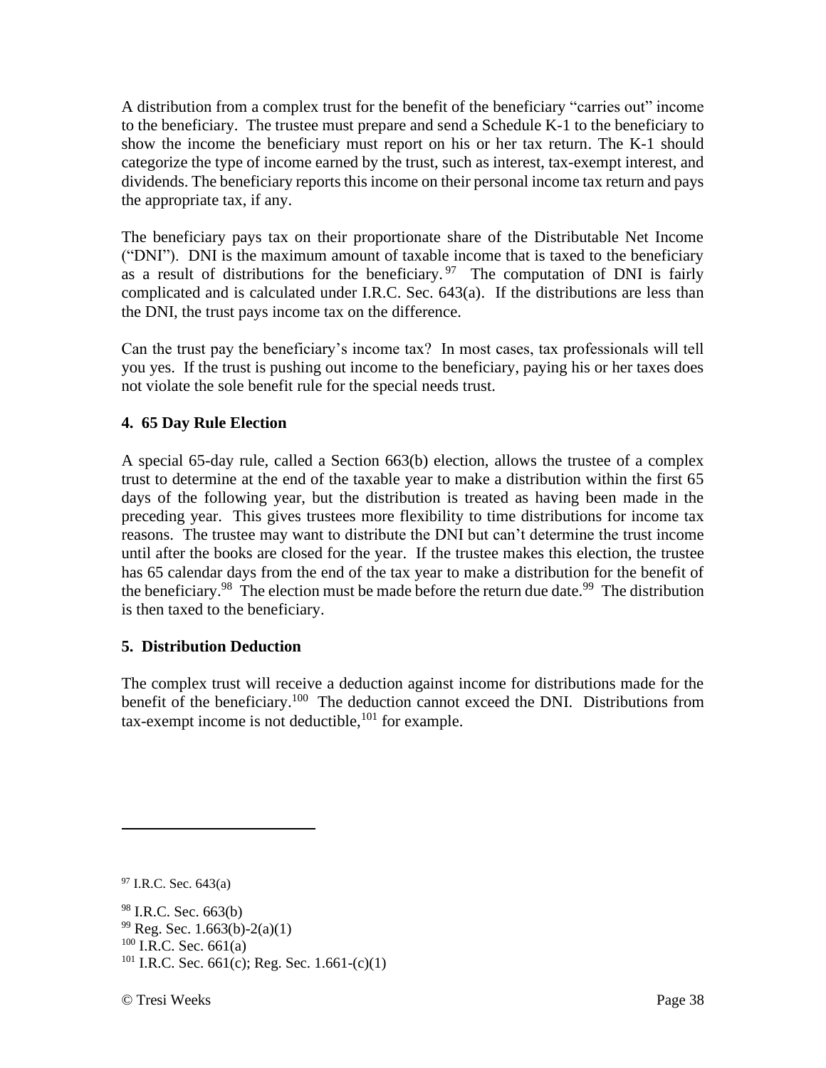A distribution from a complex trust for the benefit of the beneficiary "carries out" income to the beneficiary. The trustee must prepare and send a Schedule K-1 to the beneficiary to show the income the beneficiary must report on his or her tax return. The K-1 should categorize the type of income earned by the trust, such as interest, tax-exempt interest, and dividends. The beneficiary reports this income on their personal income tax return and pays the appropriate tax, if any.

The beneficiary pays tax on their proportionate share of the Distributable Net Income ("DNI"). DNI is the maximum amount of taxable income that is taxed to the beneficiary as a result of distributions for the beneficiary.[97] The computation of DNI is fairly complicated and is calculated under I.R.C. Sec. 643(a). If the distributions are less than the DNI, the trust pays income tax on the difference.

Can the trust pay the beneficiary's income tax? In most cases, tax professionals will tell you yes. If the trust is pushing out income to the beneficiary, paying his or her taxes does not violate the sole benefit rule for the special needs trust.

**4. 65 Day Rule Election**

A special 65-day rule, called a Section 663(b) election, allows the trustee of a complex trust to determine at the end of the taxable year to make a distribution within the first 65 days of the following year, but the distribution is treated as having been made in the preceding year. This gives trustees more flexibility to time distributions for income tax reasons. The trustee may want to distribute the DNI but can't determine the trust income until after the books are closed for the year. If the trustee makes this election, the trustee has 65 calendar days from the end of the tax year to make a distribution for the benefit of the beneficiary.[98] The election must be made before the return due date.[99] The distribution is then taxed to the beneficiary.

**5. Distribution Deduction**

The complex trust will receive a deduction against income for distributions made for the benefit of the beneficiary.[100] The deduction cannot exceed the DNI. Distributions from tax-exempt income is not deductible,[101] for example.

---

[97] I.R.C. Sec. 643(a)

[98] I.R.C. Sec. 663(b)

[99] Reg. Sec. 1.663(b)-2(a)(1)

[100] I.R.C. Sec. 661(a)

[101] I.R.C. Sec. 661(c); Reg. Sec. 1.661-(c)(1)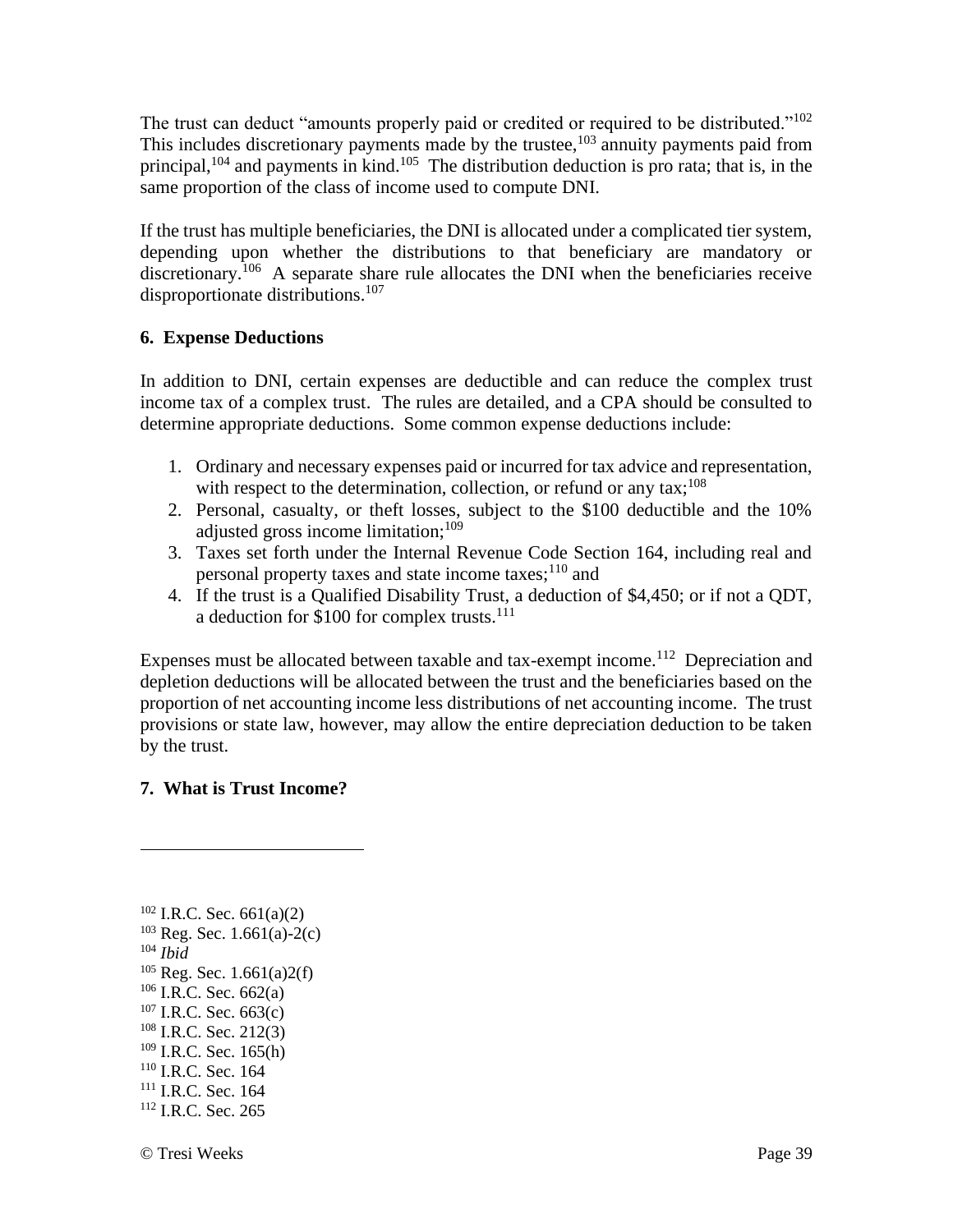The trust can deduct "amounts properly paid or credited or required to be distributed."[102] This includes discretionary payments made by the trustee,[103] annuity payments paid from principal,[104] and payments in kind.[105] The distribution deduction is pro rata; that is, in the same proportion of the class of income used to compute DNI.

If the trust has multiple beneficiaries, the DNI is allocated under a complicated tier system, depending upon whether the distributions to that beneficiary are mandatory or discretionary.[106] A separate share rule allocates the DNI when the beneficiaries receive disproportionate distributions.[107]

**6. Expense Deductions**

In addition to DNI, certain expenses are deductible and can reduce the complex trust income tax of a complex trust. The rules are detailed, and a CPA should be consulted to determine appropriate deductions. Some common expense deductions include:

1. Ordinary and necessary expenses paid or incurred for tax advice and representation, with respect to the determination, collection, or refund or any tax;[108]
2. Personal, casualty, or theft losses, subject to the $100 deductible and the 10% adjusted gross income limitation;[109]
3. Taxes set forth under the Internal Revenue Code Section 164, including real and personal property taxes and state income taxes;[110] and
4. If the trust is a Qualified Disability Trust, a deduction of $4,450; or if not a QDT, a deduction for $100 for complex trusts.[111]

Expenses must be allocated between taxable and tax-exempt income.[112] Depreciation and depletion deductions will be allocated between the trust and the beneficiaries based on the proportion of net accounting income less distributions of net accounting income. The trust provisions or state law, however, may allow the entire depreciation deduction to be taken by the trust.

**7. What is Trust Income?**

---

[102] I.R.C. Sec. 661(a)(2)
[103] Reg. Sec. 1.661(a)-2(c)
[104] *Ibid*
[105] Reg. Sec. 1.661(a)2(f)
[106] I.R.C. Sec. 662(a)
[107] I.R.C. Sec. 663(c)
[108] I.R.C. Sec. 212(3)
[109] I.R.C. Sec. 165(h)
[110] I.R.C. Sec. 164
[111] I.R.C. Sec. 164
[112] I.R.C. Sec. 265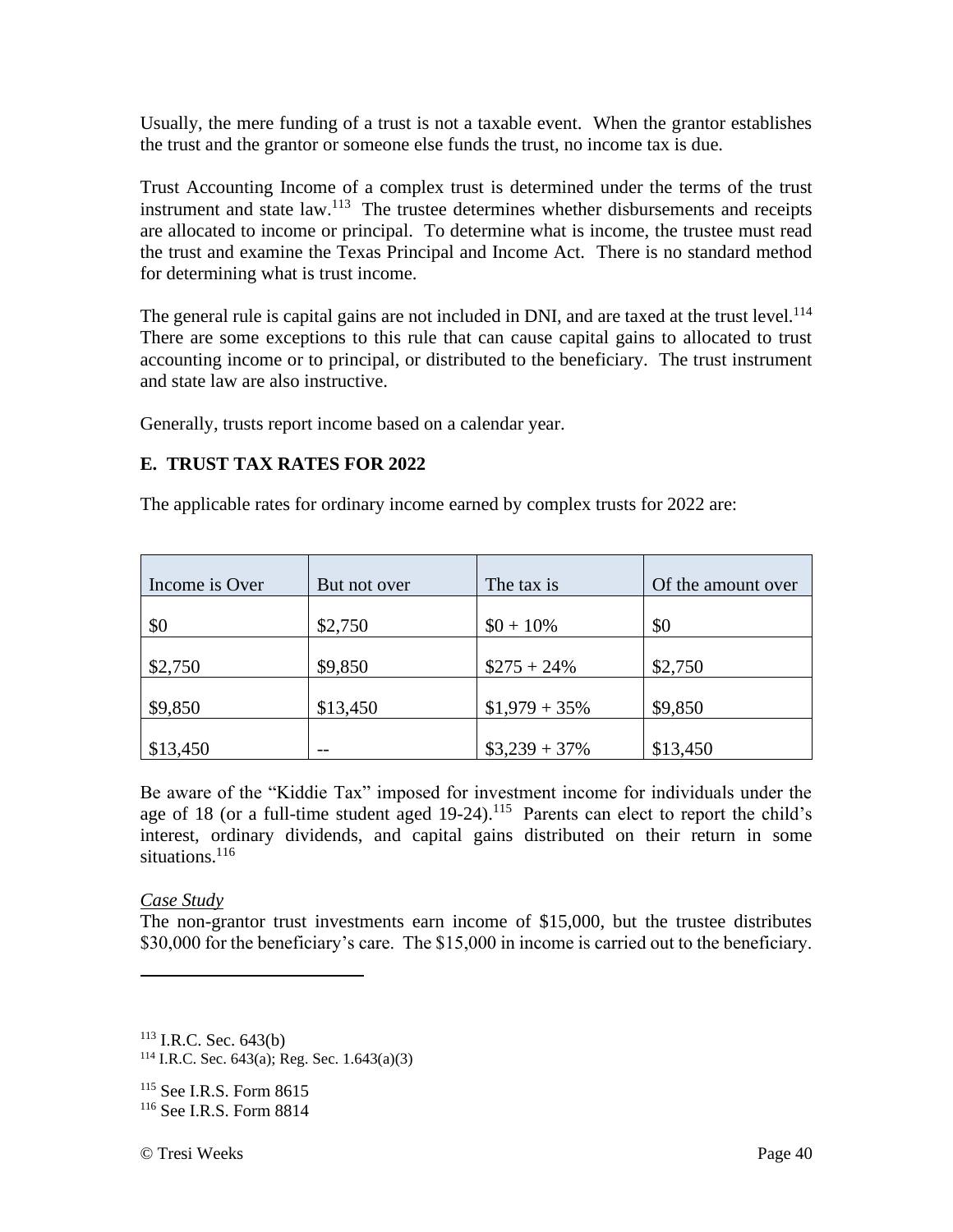Usually, the mere funding of a trust is not a taxable event. When the grantor establishes the trust and the grantor or someone else funds the trust, no income tax is due.

Trust Accounting Income of a complex trust is determined under the terms of the trust instrument and state law.[113] The trustee determines whether disbursements and receipts are allocated to income or principal. To determine what is income, the trustee must read the trust and examine the Texas Principal and Income Act. There is no standard method for determining what is trust income.

The general rule is capital gains are not included in DNI, and are taxed at the trust level.[114] There are some exceptions to this rule that can cause capital gains to allocated to trust accounting income or to principal, or distributed to the beneficiary. The trust instrument and state law are also instructive.

Generally, trusts report income based on a calendar year.

### E. TRUST TAX RATES FOR 2022

The applicable rates for ordinary income earned by complex trusts for 2022 are:

| Income is Over | But not over | The tax is | Of the amount over |
|---|---|---|---|
| $0 | $2,750 | $0 + 10% | $0 |
| $2,750 | $9,850 | $275 + 24% | $2,750 |
| $9,850 | $13,450 | $1,979 + 35% | $9,850 |
| $13,450 | -- | $3,239 + 37% | $13,450 |

Be aware of the "Kiddie Tax" imposed for investment income for individuals under the age of 18 (or a full-time student aged 19-24).[115] Parents can elect to report the child's interest, ordinary dividends, and capital gains distributed on their return in some situations.[116]

*Case Study*

The non-grantor trust investments earn income of $15,000, but the trustee distributes $30,000 for the beneficiary's care. The $15,000 in income is carried out to the beneficiary.

---

[113] I.R.C. Sec. 643(b)

[114] I.R.C. Sec. 643(a); Reg. Sec. 1.643(a)(3)

[115] See I.R.S. Form 8615

[116] See I.R.S. Form 8814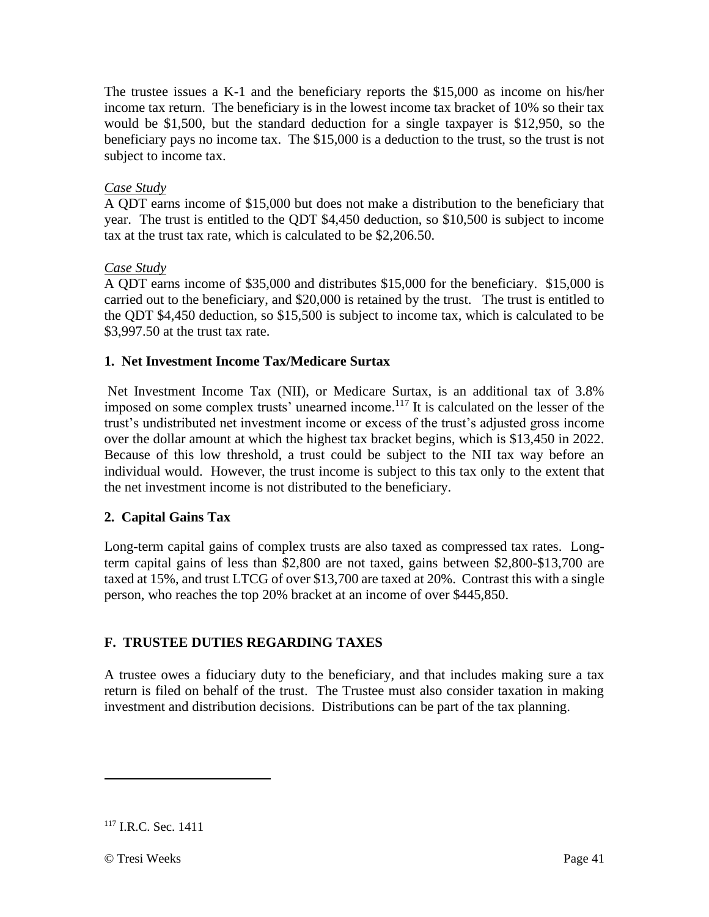The trustee issues a K-1 and the beneficiary reports the $15,000 as income on his/her income tax return. The beneficiary is in the lowest income tax bracket of 10% so their tax would be $1,500, but the standard deduction for a single taxpayer is $12,950, so the beneficiary pays no income tax. The $15,000 is a deduction to the trust, so the trust is not subject to income tax.

*Case Study*
A QDT earns income of $15,000 but does not make a distribution to the beneficiary that year. The trust is entitled to the QDT $4,450 deduction, so $10,500 is subject to income tax at the trust tax rate, which is calculated to be $2,206.50.

*Case Study*
A QDT earns income of $35,000 and distributes $15,000 for the beneficiary. $15,000 is carried out to the beneficiary, and $20,000 is retained by the trust. The trust is entitled to the QDT $4,450 deduction, so $15,500 is subject to income tax, which is calculated to be $3,997.50 at the trust tax rate.

### 1. Net Investment Income Tax/Medicare Surtax

Net Investment Income Tax (NII), or Medicare Surtax, is an additional tax of 3.8% imposed on some complex trusts' unearned income.[117] It is calculated on the lesser of the trust's undistributed net investment income or excess of the trust's adjusted gross income over the dollar amount at which the highest tax bracket begins, which is $13,450 in 2022. Because of this low threshold, a trust could be subject to the NII tax way before an individual would. However, the trust income is subject to this tax only to the extent that the net investment income is not distributed to the beneficiary.

### 2. Capital Gains Tax

Long-term capital gains of complex trusts are also taxed as compressed tax rates. Long-term capital gains of less than $2,800 are not taxed, gains between $2,800-$13,700 are taxed at 15%, and trust LTCG of over $13,700 are taxed at 20%. Contrast this with a single person, who reaches the top 20% bracket at an income of over $445,850.

## F. TRUSTEE DUTIES REGARDING TAXES

A trustee owes a fiduciary duty to the beneficiary, and that includes making sure a tax return is filed on behalf of the trust. The Trustee must also consider taxation in making investment and distribution decisions. Distributions can be part of the tax planning.

---

[117] I.R.C. Sec. 1411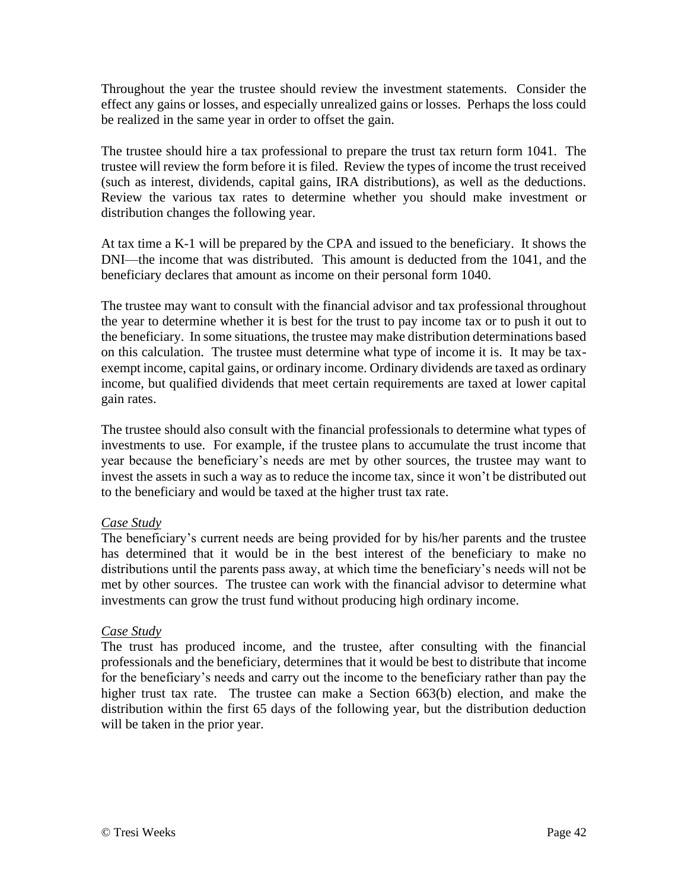Throughout the year the trustee should review the investment statements. Consider the effect any gains or losses, and especially unrealized gains or losses. Perhaps the loss could be realized in the same year in order to offset the gain.

The trustee should hire a tax professional to prepare the trust tax return form 1041. The trustee will review the form before it is filed. Review the types of income the trust received (such as interest, dividends, capital gains, IRA distributions), as well as the deductions. Review the various tax rates to determine whether you should make investment or distribution changes the following year.

At tax time a K-1 will be prepared by the CPA and issued to the beneficiary. It shows the DNI—the income that was distributed. This amount is deducted from the 1041, and the beneficiary declares that amount as income on their personal form 1040.

The trustee may want to consult with the financial advisor and tax professional throughout the year to determine whether it is best for the trust to pay income tax or to push it out to the beneficiary. In some situations, the trustee may make distribution determinations based on this calculation. The trustee must determine what type of income it is. It may be tax-exempt income, capital gains, or ordinary income. Ordinary dividends are taxed as ordinary income, but qualified dividends that meet certain requirements are taxed at lower capital gain rates.

The trustee should also consult with the financial professionals to determine what types of investments to use. For example, if the trustee plans to accumulate the trust income that year because the beneficiary's needs are met by other sources, the trustee may want to invest the assets in such a way as to reduce the income tax, since it won't be distributed out to the beneficiary and would be taxed at the higher trust tax rate.

*Case Study*
The beneficiary's current needs are being provided for by his/her parents and the trustee has determined that it would be in the best interest of the beneficiary to make no distributions until the parents pass away, at which time the beneficiary's needs will not be met by other sources. The trustee can work with the financial advisor to determine what investments can grow the trust fund without producing high ordinary income.

*Case Study*
The trust has produced income, and the trustee, after consulting with the financial professionals and the beneficiary, determines that it would be best to distribute that income for the beneficiary's needs and carry out the income to the beneficiary rather than pay the higher trust tax rate. The trustee can make a Section 663(b) election, and make the distribution within the first 65 days of the following year, but the distribution deduction will be taken in the prior year.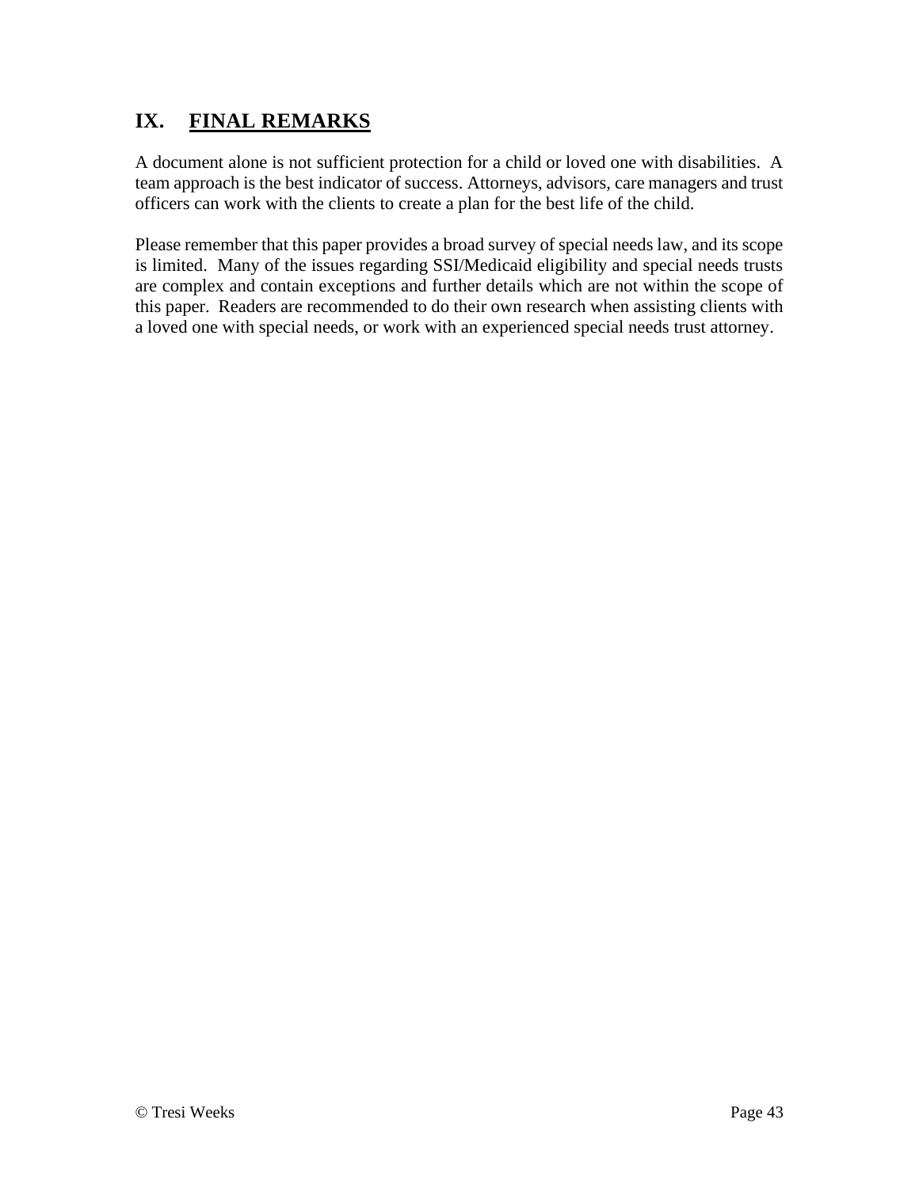## IX. FINAL REMARKS

A document alone is not sufficient protection for a child or loved one with disabilities. A team approach is the best indicator of success. Attorneys, advisors, care managers and trust officers can work with the clients to create a plan for the best life of the child.

Please remember that this paper provides a broad survey of special needs law, and its scope is limited. Many of the issues regarding SSI/Medicaid eligibility and special needs trusts are complex and contain exceptions and further details which are not within the scope of this paper. Readers are recommended to do their own research when assisting clients with a loved one with special needs, or work with an experienced special needs trust attorney.